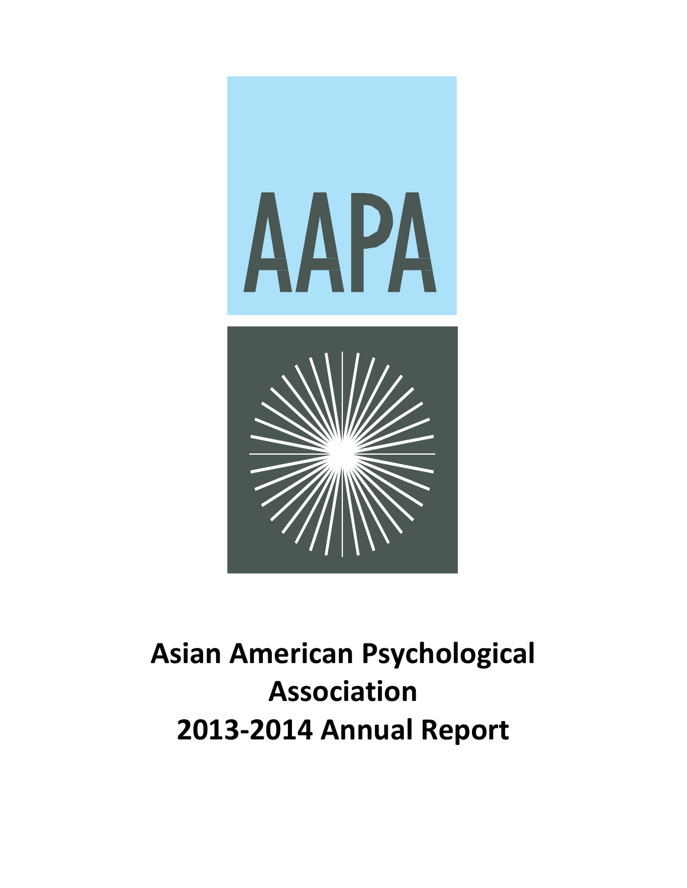AAPA

# Asian American Psychological Association
# 2013-2014 Annual Report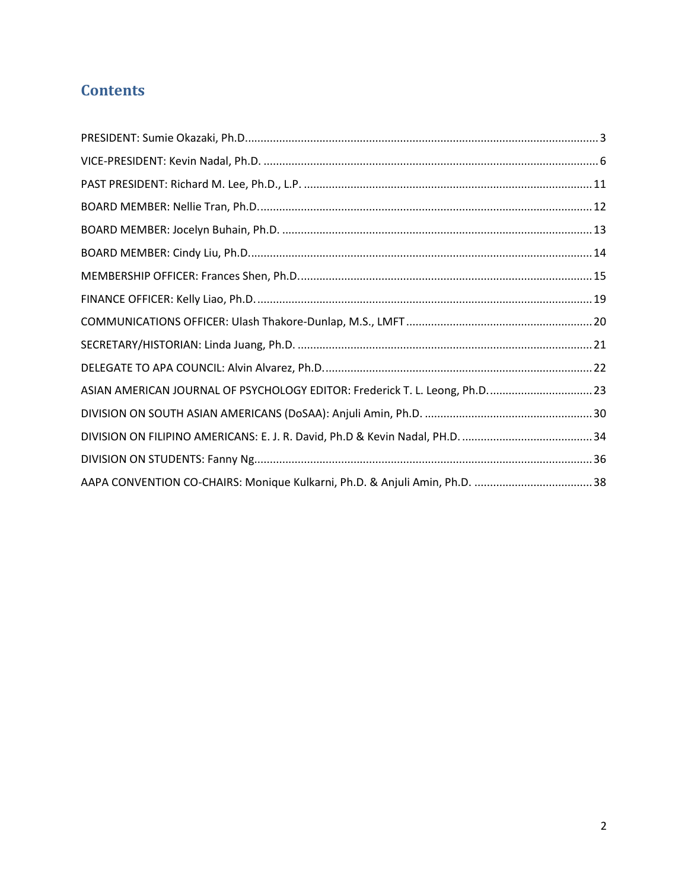# Contents

PRESIDENT: Sumie Okazaki, Ph.D. .......... 3

VICE-PRESIDENT: Kevin Nadal, Ph.D. .......... 6

PAST PRESIDENT: Richard M. Lee, Ph.D., L.P. .......... 11

BOARD MEMBER: Nellie Tran, Ph.D. .......... 12

BOARD MEMBER: Jocelyn Buhain, Ph.D. .......... 13

BOARD MEMBER: Cindy Liu, Ph.D. .......... 14

MEMBERSHIP OFFICER: Frances Shen, Ph.D. .......... 15

FINANCE OFFICER: Kelly Liao, Ph.D. .......... 19

COMMUNICATIONS OFFICER: Ulash Thakore-Dunlap, M.S., LMFT .......... 20

SECRETARY/HISTORIAN: Linda Juang, Ph.D. .......... 21

DELEGATE TO APA COUNCIL: Alvin Alvarez, Ph.D. .......... 22

ASIAN AMERICAN JOURNAL OF PSYCHOLOGY EDITOR: Frederick T. L. Leong, Ph.D. .......... 23

DIVISION ON SOUTH ASIAN AMERICANS (DoSAA): Anjuli Amin, Ph.D. .......... 30

DIVISION ON FILIPINO AMERICANS: E. J. R. David, Ph.D & Kevin Nadal, PH.D. .......... 34

DIVISION ON STUDENTS: Fanny Ng .......... 36

AAPA CONVENTION CO-CHAIRS: Monique Kulkarni, Ph.D. & Anjuli Amin, Ph.D. .......... 38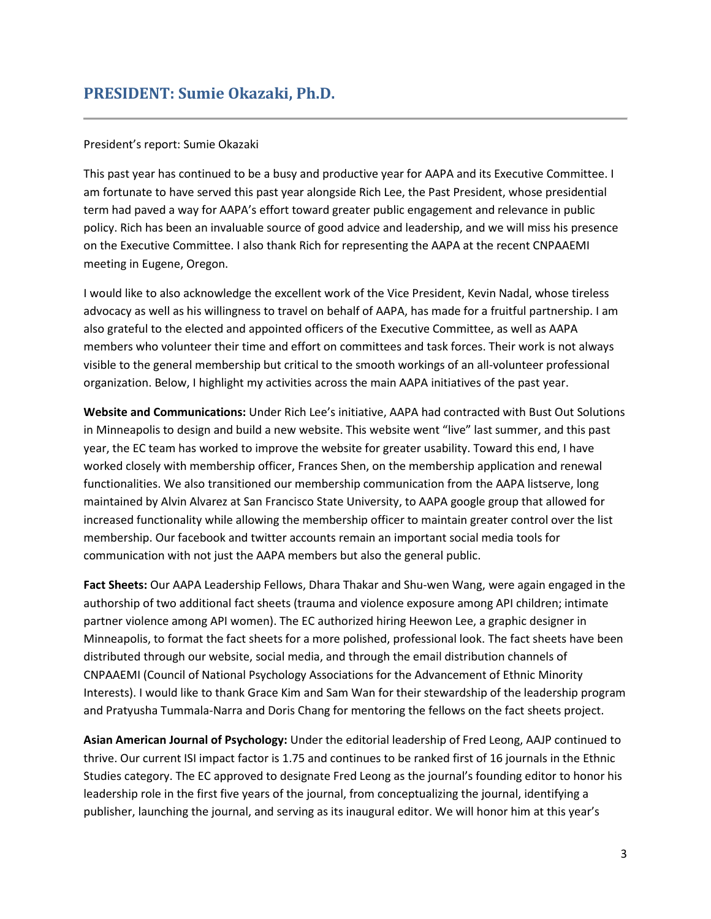## PRESIDENT: Sumie Okazaki, Ph.D.

President's report: Sumie Okazaki

This past year has continued to be a busy and productive year for AAPA and its Executive Committee. I am fortunate to have served this past year alongside Rich Lee, the Past President, whose presidential term had paved a way for AAPA's effort toward greater public engagement and relevance in public policy. Rich has been an invaluable source of good advice and leadership, and we will miss his presence on the Executive Committee. I also thank Rich for representing the AAPA at the recent CNPAAEMI meeting in Eugene, Oregon.

I would like to also acknowledge the excellent work of the Vice President, Kevin Nadal, whose tireless advocacy as well as his willingness to travel on behalf of AAPA, has made for a fruitful partnership. I am also grateful to the elected and appointed officers of the Executive Committee, as well as AAPA members who volunteer their time and effort on committees and task forces. Their work is not always visible to the general membership but critical to the smooth workings of an all-volunteer professional organization. Below, I highlight my activities across the main AAPA initiatives of the past year.

**Website and Communications:** Under Rich Lee's initiative, AAPA had contracted with Bust Out Solutions in Minneapolis to design and build a new website. This website went "live" last summer, and this past year, the EC team has worked to improve the website for greater usability. Toward this end, I have worked closely with membership officer, Frances Shen, on the membership application and renewal functionalities. We also transitioned our membership communication from the AAPA listserve, long maintained by Alvin Alvarez at San Francisco State University, to AAPA google group that allowed for increased functionality while allowing the membership officer to maintain greater control over the list membership. Our facebook and twitter accounts remain an important social media tools for communication with not just the AAPA members but also the general public.

**Fact Sheets:** Our AAPA Leadership Fellows, Dhara Thakar and Shu-wen Wang, were again engaged in the authorship of two additional fact sheets (trauma and violence exposure among API children; intimate partner violence among API women). The EC authorized hiring Heewon Lee, a graphic designer in Minneapolis, to format the fact sheets for a more polished, professional look. The fact sheets have been distributed through our website, social media, and through the email distribution channels of CNPAAEMI (Council of National Psychology Associations for the Advancement of Ethnic Minority Interests). I would like to thank Grace Kim and Sam Wan for their stewardship of the leadership program and Pratyusha Tummala-Narra and Doris Chang for mentoring the fellows on the fact sheets project.

**Asian American Journal of Psychology:** Under the editorial leadership of Fred Leong, AAJP continued to thrive. Our current ISI impact factor is 1.75 and continues to be ranked first of 16 journals in the Ethnic Studies category. The EC approved to designate Fred Leong as the journal's founding editor to honor his leadership role in the first five years of the journal, from conceptualizing the journal, identifying a publisher, launching the journal, and serving as its inaugural editor. We will honor him at this year's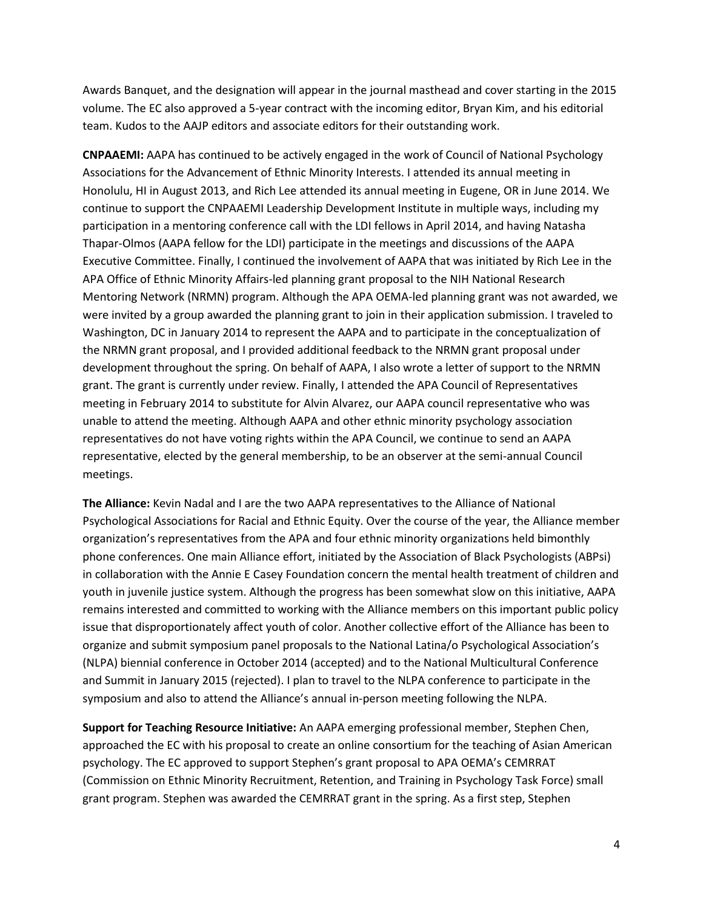Awards Banquet, and the designation will appear in the journal masthead and cover starting in the 2015 volume. The EC also approved a 5-year contract with the incoming editor, Bryan Kim, and his editorial team. Kudos to the AAJP editors and associate editors for their outstanding work.

**CNPAAEMI:** AAPA has continued to be actively engaged in the work of Council of National Psychology Associations for the Advancement of Ethnic Minority Interests. I attended its annual meeting in Honolulu, HI in August 2013, and Rich Lee attended its annual meeting in Eugene, OR in June 2014. We continue to support the CNPAAEMI Leadership Development Institute in multiple ways, including my participation in a mentoring conference call with the LDI fellows in April 2014, and having Natasha Thapar-Olmos (AAPA fellow for the LDI) participate in the meetings and discussions of the AAPA Executive Committee. Finally, I continued the involvement of AAPA that was initiated by Rich Lee in the APA Office of Ethnic Minority Affairs-led planning grant proposal to the NIH National Research Mentoring Network (NRMN) program. Although the APA OEMA-led planning grant was not awarded, we were invited by a group awarded the planning grant to join in their application submission. I traveled to Washington, DC in January 2014 to represent the AAPA and to participate in the conceptualization of the NRMN grant proposal, and I provided additional feedback to the NRMN grant proposal under development throughout the spring. On behalf of AAPA, I also wrote a letter of support to the NRMN grant. The grant is currently under review. Finally, I attended the APA Council of Representatives meeting in February 2014 to substitute for Alvin Alvarez, our AAPA council representative who was unable to attend the meeting. Although AAPA and other ethnic minority psychology association representatives do not have voting rights within the APA Council, we continue to send an AAPA representative, elected by the general membership, to be an observer at the semi-annual Council meetings.

**The Alliance:** Kevin Nadal and I are the two AAPA representatives to the Alliance of National Psychological Associations for Racial and Ethnic Equity. Over the course of the year, the Alliance member organization's representatives from the APA and four ethnic minority organizations held bimonthly phone conferences. One main Alliance effort, initiated by the Association of Black Psychologists (ABPsi) in collaboration with the Annie E Casey Foundation concern the mental health treatment of children and youth in juvenile justice system. Although the progress has been somewhat slow on this initiative, AAPA remains interested and committed to working with the Alliance members on this important public policy issue that disproportionately affect youth of color. Another collective effort of the Alliance has been to organize and submit symposium panel proposals to the National Latina/o Psychological Association's (NLPA) biennial conference in October 2014 (accepted) and to the National Multicultural Conference and Summit in January 2015 (rejected). I plan to travel to the NLPA conference to participate in the symposium and also to attend the Alliance's annual in-person meeting following the NLPA.

**Support for Teaching Resource Initiative:** An AAPA emerging professional member, Stephen Chen, approached the EC with his proposal to create an online consortium for the teaching of Asian American psychology. The EC approved to support Stephen's grant proposal to APA OEMA's CEMRRAT (Commission on Ethnic Minority Recruitment, Retention, and Training in Psychology Task Force) small grant program. Stephen was awarded the CEMRRAT grant in the spring. As a first step, Stephen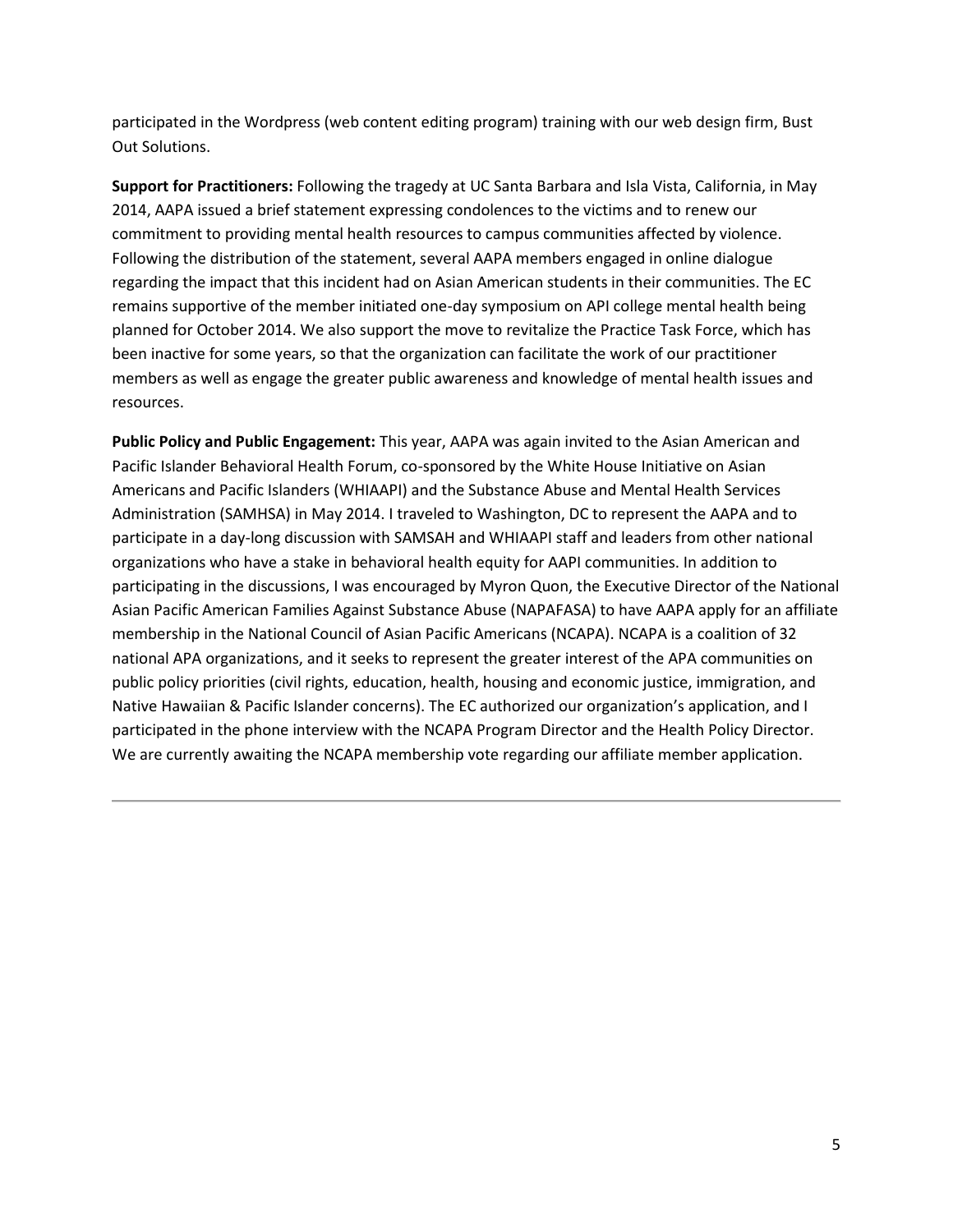participated in the Wordpress (web content editing program) training with our web design firm, Bust Out Solutions.

**Support for Practitioners:** Following the tragedy at UC Santa Barbara and Isla Vista, California, in May 2014, AAPA issued a brief statement expressing condolences to the victims and to renew our commitment to providing mental health resources to campus communities affected by violence. Following the distribution of the statement, several AAPA members engaged in online dialogue regarding the impact that this incident had on Asian American students in their communities. The EC remains supportive of the member initiated one-day symposium on API college mental health being planned for October 2014. We also support the move to revitalize the Practice Task Force, which has been inactive for some years, so that the organization can facilitate the work of our practitioner members as well as engage the greater public awareness and knowledge of mental health issues and resources.

**Public Policy and Public Engagement:** This year, AAPA was again invited to the Asian American and Pacific Islander Behavioral Health Forum, co-sponsored by the White House Initiative on Asian Americans and Pacific Islanders (WHIAAPI) and the Substance Abuse and Mental Health Services Administration (SAMHSA) in May 2014. I traveled to Washington, DC to represent the AAPA and to participate in a day-long discussion with SAMSAH and WHIAAPI staff and leaders from other national organizations who have a stake in behavioral health equity for AAPI communities. In addition to participating in the discussions, I was encouraged by Myron Quon, the Executive Director of the National Asian Pacific American Families Against Substance Abuse (NAPAFASA) to have AAPA apply for an affiliate membership in the National Council of Asian Pacific Americans (NCAPA). NCAPA is a coalition of 32 national APA organizations, and it seeks to represent the greater interest of the APA communities on public policy priorities (civil rights, education, health, housing and economic justice, immigration, and Native Hawaiian & Pacific Islander concerns). The EC authorized our organization's application, and I participated in the phone interview with the NCAPA Program Director and the Health Policy Director. We are currently awaiting the NCAPA membership vote regarding our affiliate member application.

---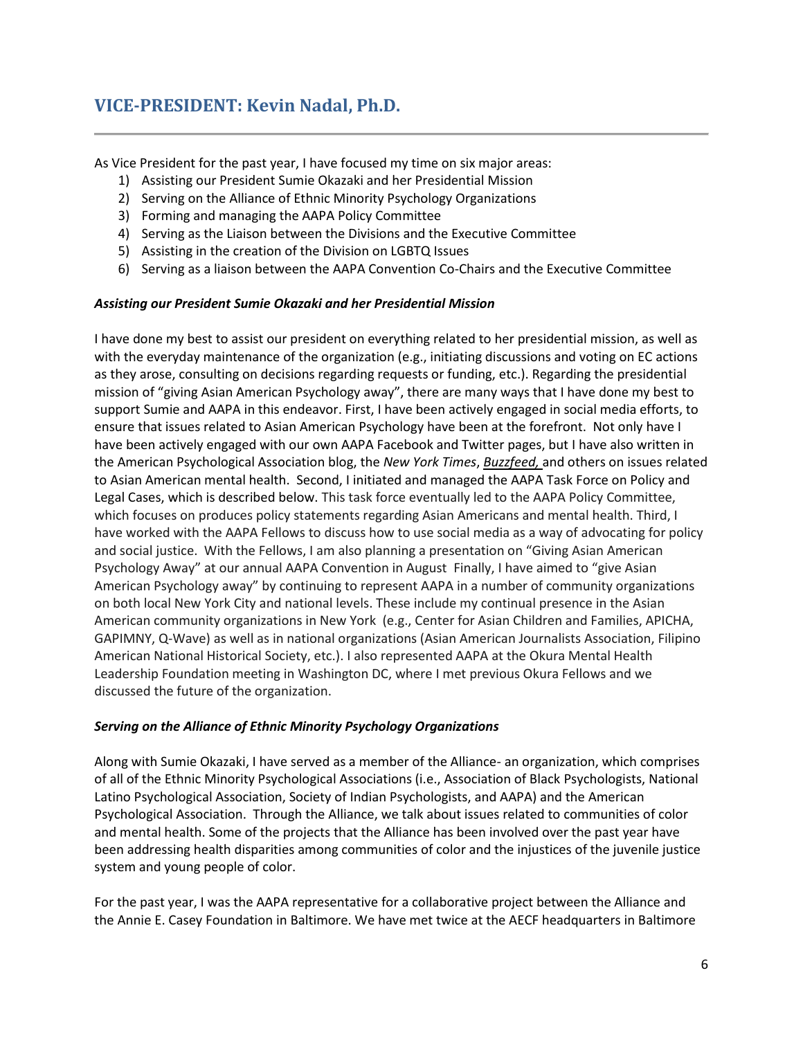## VICE-PRESIDENT: Kevin Nadal, Ph.D.

As Vice President for the past year, I have focused my time on six major areas:

1) Assisting our President Sumie Okazaki and her Presidential Mission
2) Serving on the Alliance of Ethnic Minority Psychology Organizations
3) Forming and managing the AAPA Policy Committee
4) Serving as the Liaison between the Divisions and the Executive Committee
5) Assisting in the creation of the Division on LGBTQ Issues
6) Serving as a liaison between the AAPA Convention Co-Chairs and the Executive Committee

***Assisting our President Sumie Okazaki and her Presidential Mission***

I have done my best to assist our president on everything related to her presidential mission, as well as with the everyday maintenance of the organization (e.g., initiating discussions and voting on EC actions as they arose, consulting on decisions regarding requests or funding, etc.). Regarding the presidential mission of "giving Asian American Psychology away", there are many ways that I have done my best to support Sumie and AAPA in this endeavor. First, I have been actively engaged in social media efforts, to ensure that issues related to Asian American Psychology have been at the forefront. Not only have I have been actively engaged with our own AAPA Facebook and Twitter pages, but I have also written in the American Psychological Association blog, the *New York Times*, *Buzzfeed,* and others on issues related to Asian American mental health. Second, I initiated and managed the AAPA Task Force on Policy and Legal Cases, which is described below. This task force eventually led to the AAPA Policy Committee, which focuses on produces policy statements regarding Asian Americans and mental health. Third, I have worked with the AAPA Fellows to discuss how to use social media as a way of advocating for policy and social justice. With the Fellows, I am also planning a presentation on "Giving Asian American Psychology Away" at our annual AAPA Convention in August Finally, I have aimed to "give Asian American Psychology away" by continuing to represent AAPA in a number of community organizations on both local New York City and national levels. These include my continual presence in the Asian American community organizations in New York (e.g., Center for Asian Children and Families, APICHA, GAPIMNY, Q-Wave) as well as in national organizations (Asian American Journalists Association, Filipino American National Historical Society, etc.). I also represented AAPA at the Okura Mental Health Leadership Foundation meeting in Washington DC, where I met previous Okura Fellows and we discussed the future of the organization.

***Serving on the Alliance of Ethnic Minority Psychology Organizations***

Along with Sumie Okazaki, I have served as a member of the Alliance- an organization, which comprises of all of the Ethnic Minority Psychological Associations (i.e., Association of Black Psychologists, National Latino Psychological Association, Society of Indian Psychologists, and AAPA) and the American Psychological Association. Through the Alliance, we talk about issues related to communities of color and mental health. Some of the projects that the Alliance has been involved over the past year have been addressing health disparities among communities of color and the injustices of the juvenile justice system and young people of color.

For the past year, I was the AAPA representative for a collaborative project between the Alliance and the Annie E. Casey Foundation in Baltimore. We have met twice at the AECF headquarters in Baltimore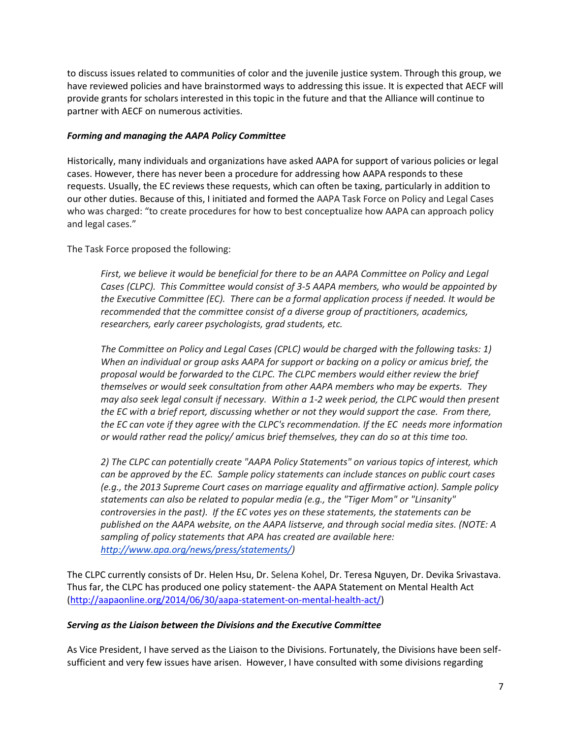to discuss issues related to communities of color and the juvenile justice system. Through this group, we have reviewed policies and have brainstormed ways to addressing this issue. It is expected that AECF will provide grants for scholars interested in this topic in the future and that the Alliance will continue to partner with AECF on numerous activities.

***Forming and managing the AAPA Policy Committee***

Historically, many individuals and organizations have asked AAPA for support of various policies or legal cases. However, there has never been a procedure for addressing how AAPA responds to these requests. Usually, the EC reviews these requests, which can often be taxing, particularly in addition to our other duties. Because of this, I initiated and formed the AAPA Task Force on Policy and Legal Cases who was charged: "to create procedures for how to best conceptualize how AAPA can approach policy and legal cases."

The Task Force proposed the following:

> *First, we believe it would be beneficial for there to be an AAPA Committee on Policy and Legal Cases (CLPC). This Committee would consist of 3-5 AAPA members, who would be appointed by the Executive Committee (EC). There can be a formal application process if needed. It would be recommended that the committee consist of a diverse group of practitioners, academics, researchers, early career psychologists, grad students, etc.*
>
> *The Committee on Policy and Legal Cases (CPLC) would be charged with the following tasks: 1) When an individual or group asks AAPA for support or backing on a policy or amicus brief, the proposal would be forwarded to the CLPC. The CLPC members would either review the brief themselves or would seek consultation from other AAPA members who may be experts. They may also seek legal consult if necessary. Within a 1-2 week period, the CLPC would then present the EC with a brief report, discussing whether or not they would support the case. From there, the EC can vote if they agree with the CLPC's recommendation. If the EC needs more information or would rather read the policy/ amicus brief themselves, they can do so at this time too.*
>
> *2) The CLPC can potentially create "AAPA Policy Statements" on various topics of interest, which can be approved by the EC. Sample policy statements can include stances on public court cases (e.g., the 2013 Supreme Court cases on marriage equality and affirmative action). Sample policy statements can also be related to popular media (e.g., the "Tiger Mom" or "Linsanity" controversies in the past). If the EC votes yes on these statements, the statements can be published on the AAPA website, on the AAPA listserve, and through social media sites. (NOTE: A sampling of policy statements that APA has created are available here: [http://www.apa.org/news/press/statements/](http://www.apa.org/news/press/statements/))*

The CLPC currently consists of Dr. Helen Hsu, Dr. Selena Kohel, Dr. Teresa Nguyen, Dr. Devika Srivastava. Thus far, the CLPC has produced one policy statement- the AAPA Statement on Mental Health Act ([http://aapaonline.org/2014/06/30/aapa-statement-on-mental-health-act/](http://aapaonline.org/2014/06/30/aapa-statement-on-mental-health-act/))

***Serving as the Liaison between the Divisions and the Executive Committee***

As Vice President, I have served as the Liaison to the Divisions. Fortunately, the Divisions have been self-sufficient and very few issues have arisen. However, I have consulted with some divisions regarding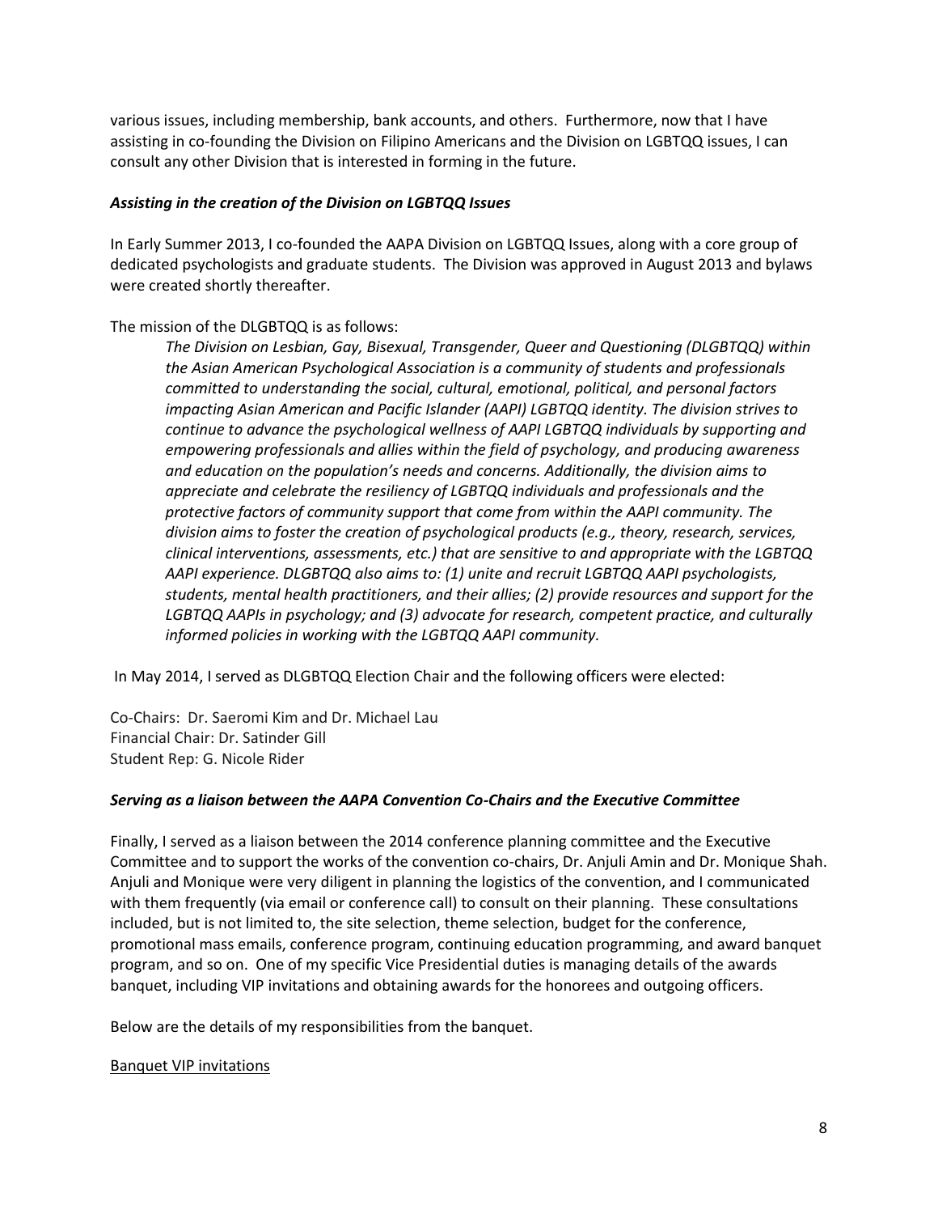various issues, including membership, bank accounts, and others. Furthermore, now that I have assisting in co-founding the Division on Filipino Americans and the Division on LGBTQQ issues, I can consult any other Division that is interested in forming in the future.

***Assisting in the creation of the Division on LGBTQQ Issues***

In Early Summer 2013, I co-founded the AAPA Division on LGBTQQ Issues, along with a core group of dedicated psychologists and graduate students. The Division was approved in August 2013 and bylaws were created shortly thereafter.

The mission of the DLGBTQQ is as follows:

> *The Division on Lesbian, Gay, Bisexual, Transgender, Queer and Questioning (DLGBTQQ) within the Asian American Psychological Association is a community of students and professionals committed to understanding the social, cultural, emotional, political, and personal factors impacting Asian American and Pacific Islander (AAPI) LGBTQQ identity. The division strives to continue to advance the psychological wellness of AAPI LGBTQQ individuals by supporting and empowering professionals and allies within the field of psychology, and producing awareness and education on the population's needs and concerns. Additionally, the division aims to appreciate and celebrate the resiliency of LGBTQQ individuals and professionals and the protective factors of community support that come from within the AAPI community. The division aims to foster the creation of psychological products (e.g., theory, research, services, clinical interventions, assessments, etc.) that are sensitive to and appropriate with the LGBTQQ AAPI experience. DLGBTQQ also aims to: (1) unite and recruit LGBTQQ AAPI psychologists, students, mental health practitioners, and their allies; (2) provide resources and support for the LGBTQQ AAPIs in psychology; and (3) advocate for research, competent practice, and culturally informed policies in working with the LGBTQQ AAPI community.*

In May 2014, I served as DLGBTQQ Election Chair and the following officers were elected:

Co-Chairs: Dr. Saeromi Kim and Dr. Michael Lau
Financial Chair: Dr. Satinder Gill
Student Rep: G. Nicole Rider

***Serving as a liaison between the AAPA Convention Co-Chairs and the Executive Committee***

Finally, I served as a liaison between the 2014 conference planning committee and the Executive Committee and to support the works of the convention co-chairs, Dr. Anjuli Amin and Dr. Monique Shah. Anjuli and Monique were very diligent in planning the logistics of the convention, and I communicated with them frequently (via email or conference call) to consult on their planning. These consultations included, but is not limited to, the site selection, theme selection, budget for the conference, promotional mass emails, conference program, continuing education programming, and award banquet program, and so on. One of my specific Vice Presidential duties is managing details of the awards banquet, including VIP invitations and obtaining awards for the honorees and outgoing officers.

Below are the details of my responsibilities from the banquet.

<u>Banquet VIP invitations</u>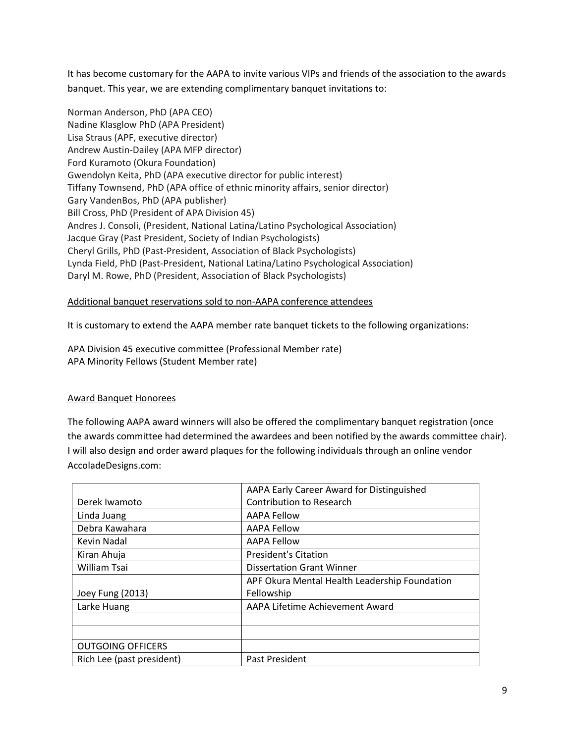It has become customary for the AAPA to invite various VIPs and friends of the association to the awards banquet. This year, we are extending complimentary banquet invitations to:

Norman Anderson, PhD (APA CEO)
Nadine Klasglow PhD (APA President)
Lisa Straus (APF, executive director)
Andrew Austin-Dailey (APA MFP director)
Ford Kuramoto (Okura Foundation)
Gwendolyn Keita, PhD (APA executive director for public interest)
Tiffany Townsend, PhD (APA office of ethnic minority affairs, senior director)
Gary VandenBos, PhD (APA publisher)
Bill Cross, PhD (President of APA Division 45)
Andres J. Consoli, (President, National Latina/Latino Psychological Association)
Jacque Gray (Past President, Society of Indian Psychologists)
Cheryl Grills, PhD (Past-President, Association of Black Psychologists)
Lynda Field, PhD (Past-President, National Latina/Latino Psychological Association)
Daryl M. Rowe, PhD (President, Association of Black Psychologists)

<u>Additional banquet reservations sold to non-AAPA conference attendees</u>

It is customary to extend the AAPA member rate banquet tickets to the following organizations:

APA Division 45 executive committee (Professional Member rate)
APA Minority Fellows (Student Member rate)

<u>Award Banquet Honorees</u>

The following AAPA award winners will also be offered the complimentary banquet registration (once the awards committee had determined the awardees and been notified by the awards committee chair). I will also design and order award plaques for the following individuals through an online vendor AccoladeDesigns.com:

| | |
|---|---|
| Derek Iwamoto | AAPA Early Career Award for Distinguished Contribution to Research |
| Linda Juang | AAPA Fellow |
| Debra Kawahara | AAPA Fellow |
| Kevin Nadal | AAPA Fellow |
| Kiran Ahuja | President's Citation |
| William Tsai | Dissertation Grant Winner |
| Joey Fung (2013) | APF Okura Mental Health Leadership Foundation Fellowship |
| Larke Huang | AAPA Lifetime Achievement Award |
| | |
| | |
| OUTGOING OFFICERS | |
| Rich Lee (past president) | Past President |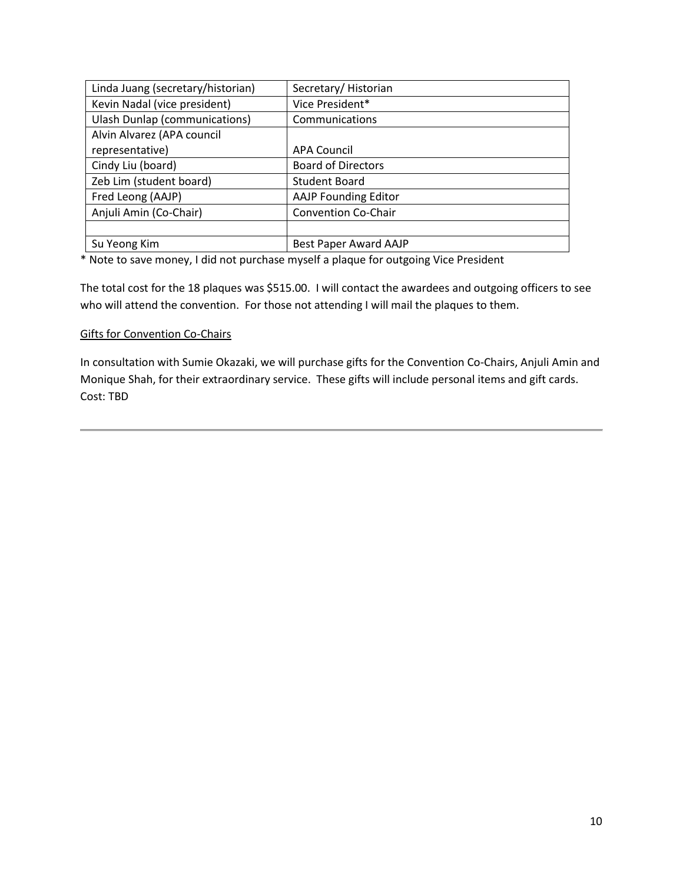| | |
|---|---|
| Linda Juang (secretary/historian) | Secretary/ Historian |
| Kevin Nadal (vice president) | Vice President* |
| Ulash Dunlap (communications) | Communications |
| Alvin Alvarez (APA council representative) | APA Council |
| Cindy Liu (board) | Board of Directors |
| Zeb Lim (student board) | Student Board |
| Fred Leong (AAJP) | AAJP Founding Editor |
| Anjuli Amin (Co-Chair) | Convention Co-Chair |
| | |
| Su Yeong Kim | Best Paper Award AAJP |

* Note to save money, I did not purchase myself a plaque for outgoing Vice President

The total cost for the 18 plaques was $515.00. I will contact the awardees and outgoing officers to see who will attend the convention. For those not attending I will mail the plaques to them.

<u>Gifts for Convention Co-Chairs</u>

In consultation with Sumie Okazaki, we will purchase gifts for the Convention Co-Chairs, Anjuli Amin and Monique Shah, for their extraordinary service. These gifts will include personal items and gift cards.
Cost: TBD

---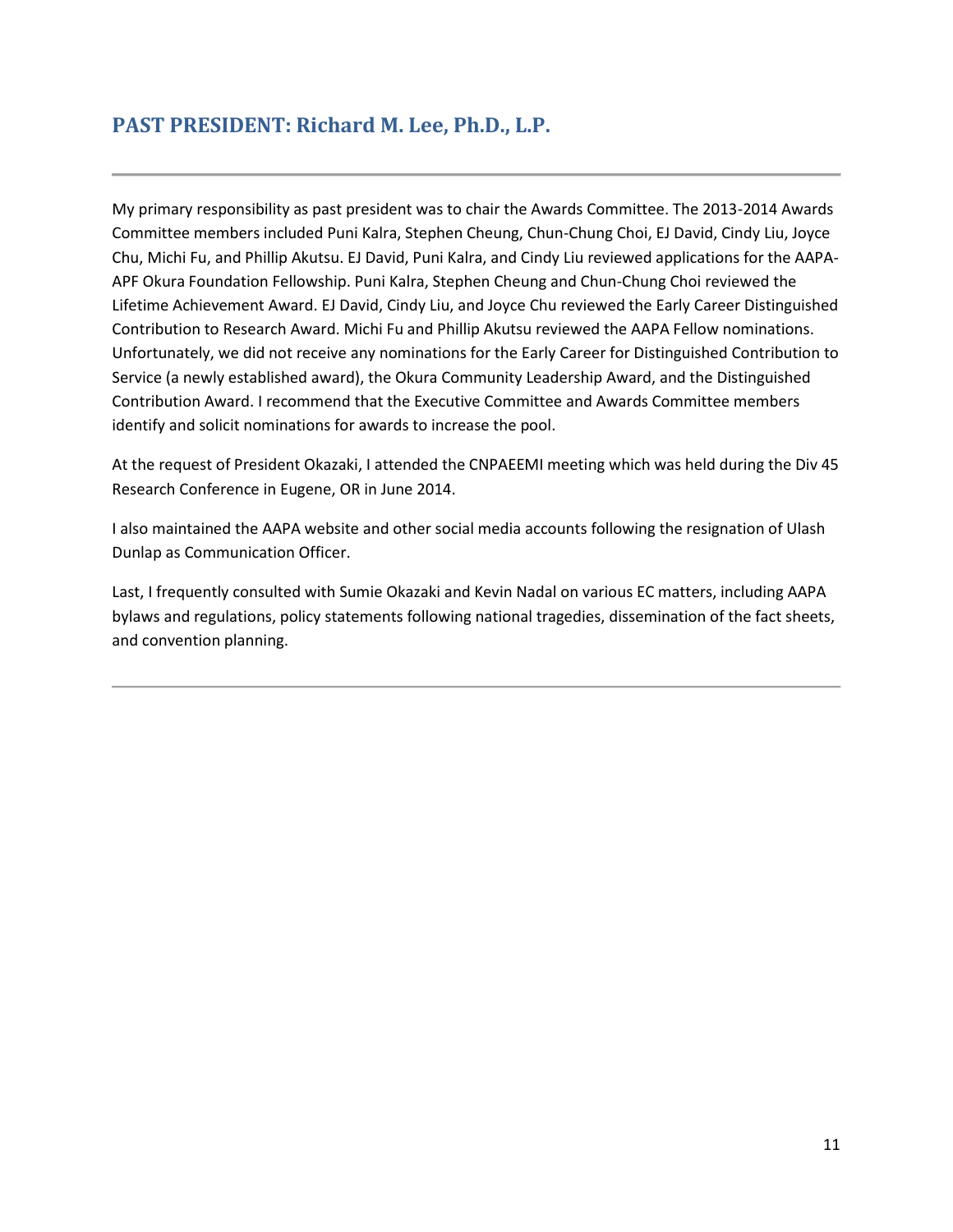## PAST PRESIDENT: Richard M. Lee, Ph.D., L.P.

---

My primary responsibility as past president was to chair the Awards Committee. The 2013-2014 Awards Committee members included Puni Kalra, Stephen Cheung, Chun-Chung Choi, EJ David, Cindy Liu, Joyce Chu, Michi Fu, and Phillip Akutsu. EJ David, Puni Kalra, and Cindy Liu reviewed applications for the AAPA-APF Okura Foundation Fellowship. Puni Kalra, Stephen Cheung and Chun-Chung Choi reviewed the Lifetime Achievement Award. EJ David, Cindy Liu, and Joyce Chu reviewed the Early Career Distinguished Contribution to Research Award. Michi Fu and Phillip Akutsu reviewed the AAPA Fellow nominations. Unfortunately, we did not receive any nominations for the Early Career for Distinguished Contribution to Service (a newly established award), the Okura Community Leadership Award, and the Distinguished Contribution Award. I recommend that the Executive Committee and Awards Committee members identify and solicit nominations for awards to increase the pool.

At the request of President Okazaki, I attended the CNPAEEMI meeting which was held during the Div 45 Research Conference in Eugene, OR in June 2014.

I also maintained the AAPA website and other social media accounts following the resignation of Ulash Dunlap as Communication Officer.

Last, I frequently consulted with Sumie Okazaki and Kevin Nadal on various EC matters, including AAPA bylaws and regulations, policy statements following national tragedies, dissemination of the fact sheets, and convention planning.

---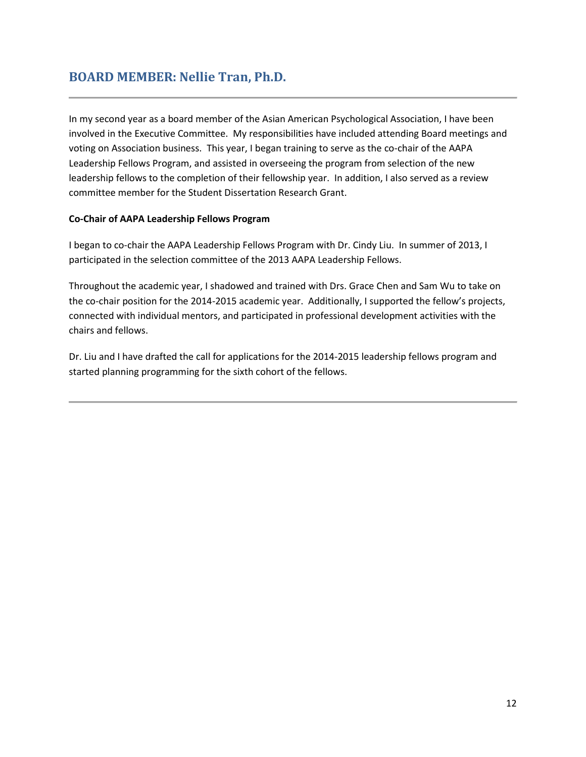## BOARD MEMBER: Nellie Tran, Ph.D.

In my second year as a board member of the Asian American Psychological Association, I have been involved in the Executive Committee. My responsibilities have included attending Board meetings and voting on Association business. This year, I began training to serve as the co-chair of the AAPA Leadership Fellows Program, and assisted in overseeing the program from selection of the new leadership fellows to the completion of their fellowship year. In addition, I also served as a review committee member for the Student Dissertation Research Grant.

**Co-Chair of AAPA Leadership Fellows Program**

I began to co-chair the AAPA Leadership Fellows Program with Dr. Cindy Liu. In summer of 2013, I participated in the selection committee of the 2013 AAPA Leadership Fellows.

Throughout the academic year, I shadowed and trained with Drs. Grace Chen and Sam Wu to take on the co-chair position for the 2014-2015 academic year. Additionally, I supported the fellow's projects, connected with individual mentors, and participated in professional development activities with the chairs and fellows.

Dr. Liu and I have drafted the call for applications for the 2014-2015 leadership fellows program and started planning programming for the sixth cohort of the fellows.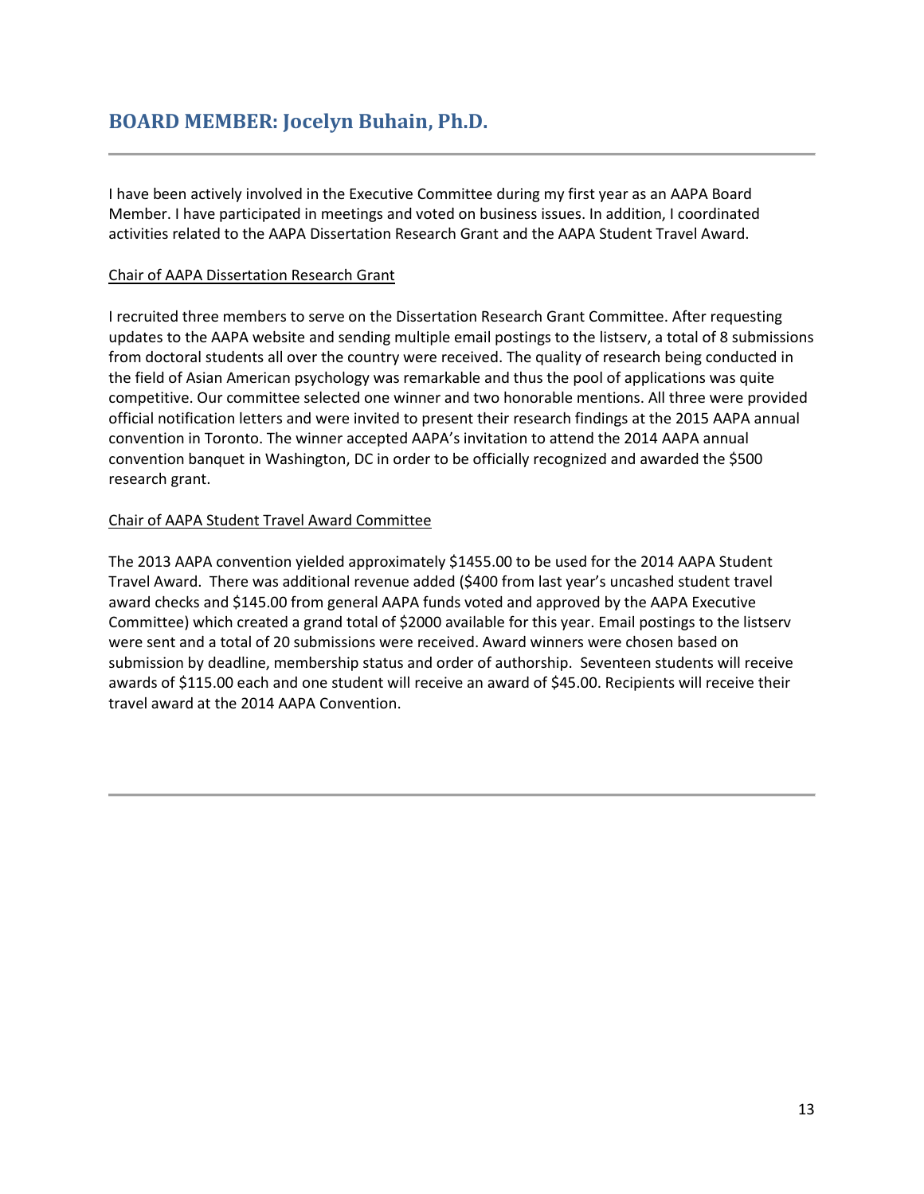## BOARD MEMBER: Jocelyn Buhain, Ph.D.

I have been actively involved in the Executive Committee during my first year as an AAPA Board Member. I have participated in meetings and voted on business issues. In addition, I coordinated activities related to the AAPA Dissertation Research Grant and the AAPA Student Travel Award.

Chair of AAPA Dissertation Research Grant

I recruited three members to serve on the Dissertation Research Grant Committee. After requesting updates to the AAPA website and sending multiple email postings to the listserv, a total of 8 submissions from doctoral students all over the country were received. The quality of research being conducted in the field of Asian American psychology was remarkable and thus the pool of applications was quite competitive. Our committee selected one winner and two honorable mentions. All three were provided official notification letters and were invited to present their research findings at the 2015 AAPA annual convention in Toronto. The winner accepted AAPA's invitation to attend the 2014 AAPA annual convention banquet in Washington, DC in order to be officially recognized and awarded the $500 research grant.

Chair of AAPA Student Travel Award Committee

The 2013 AAPA convention yielded approximately $1455.00 to be used for the 2014 AAPA Student Travel Award. There was additional revenue added ($400 from last year's uncashed student travel award checks and $145.00 from general AAPA funds voted and approved by the AAPA Executive Committee) which created a grand total of $2000 available for this year. Email postings to the listserv were sent and a total of 20 submissions were received. Award winners were chosen based on submission by deadline, membership status and order of authorship. Seventeen students will receive awards of $115.00 each and one student will receive an award of $45.00. Recipients will receive their travel award at the 2014 AAPA Convention.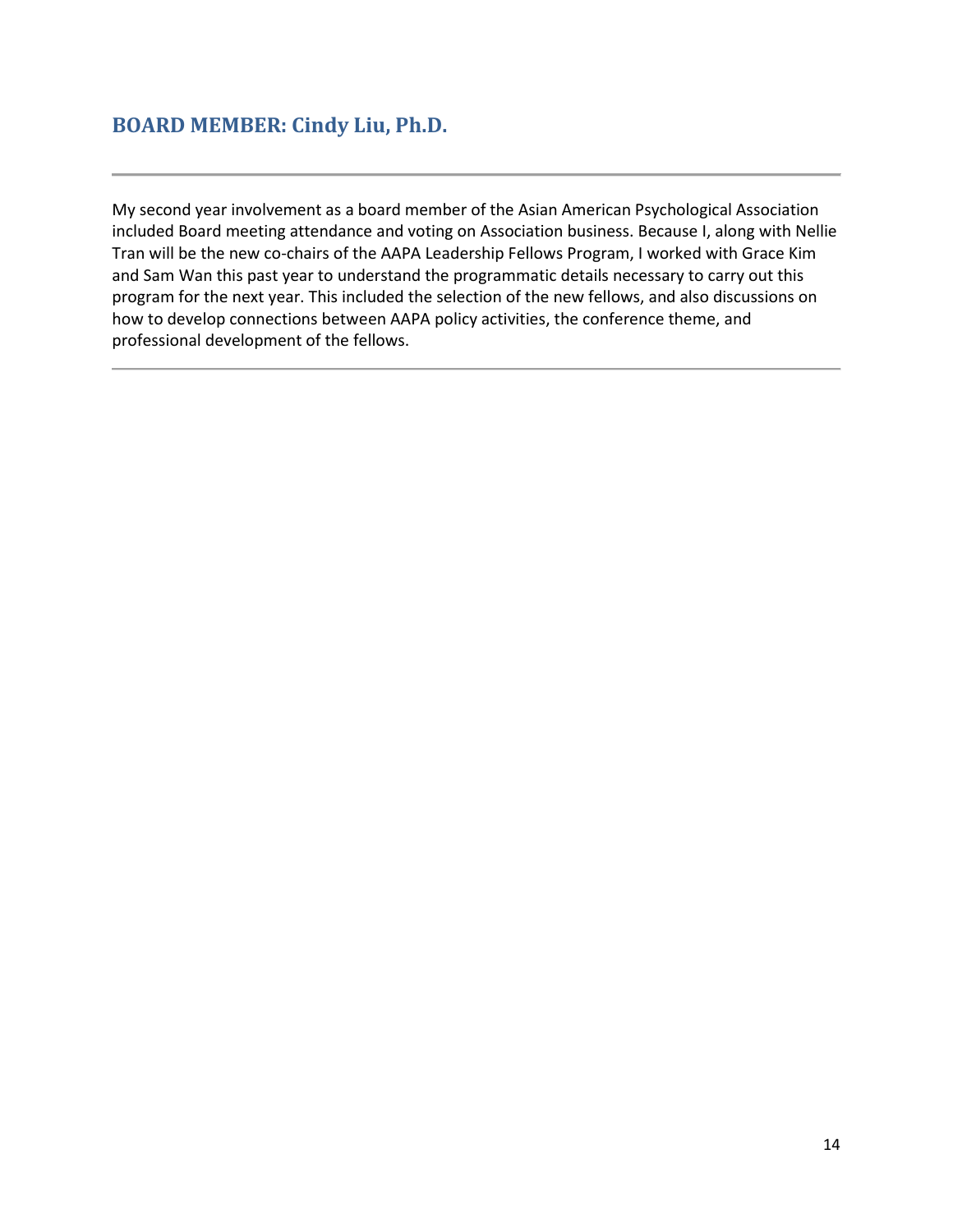## BOARD MEMBER: Cindy Liu, Ph.D.

---

My second year involvement as a board member of the Asian American Psychological Association included Board meeting attendance and voting on Association business. Because I, along with Nellie Tran will be the new co-chairs of the AAPA Leadership Fellows Program, I worked with Grace Kim and Sam Wan this past year to understand the programmatic details necessary to carry out this program for the next year. This included the selection of the new fellows, and also discussions on how to develop connections between AAPA policy activities, the conference theme, and professional development of the fellows.

---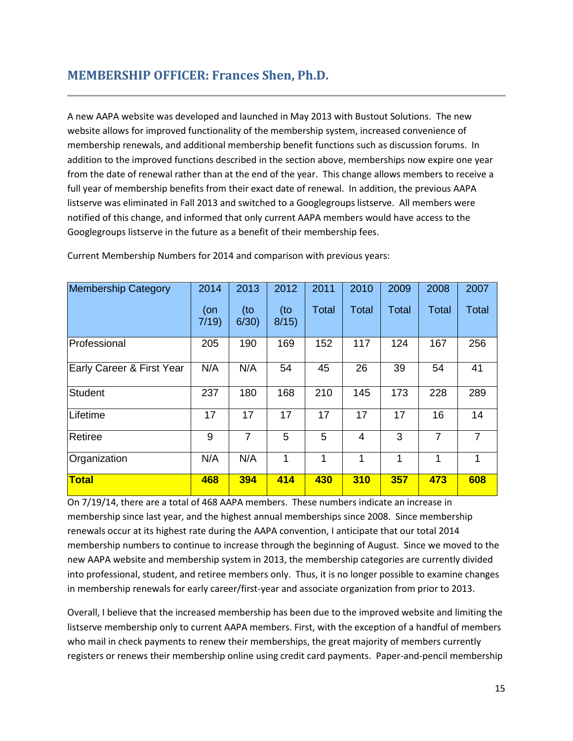## MEMBERSHIP OFFICER: Frances Shen, Ph.D.

A new AAPA website was developed and launched in May 2013 with Bustout Solutions. The new website allows for improved functionality of the membership system, increased convenience of membership renewals, and additional membership benefit functions such as discussion forums. In addition to the improved functions described in the section above, memberships now expire one year from the date of renewal rather than at the end of the year. This change allows members to receive a full year of membership benefits from their exact date of renewal. In addition, the previous AAPA listserve was eliminated in Fall 2013 and switched to a Googlegroups listserve. All members were notified of this change, and informed that only current AAPA members would have access to the Googlegroups listserve in the future as a benefit of their membership fees.

Current Membership Numbers for 2014 and comparison with previous years:

| Membership Category | 2014 (on 7/19) | 2013 (to 6/30) | 2012 (to 8/15) | 2011 Total | 2010 Total | 2009 Total | 2008 Total | 2007 Total |
|---|---|---|---|---|---|---|---|---|
| Professional | 205 | 190 | 169 | 152 | 117 | 124 | 167 | 256 |
| Early Career & First Year | N/A | N/A | 54 | 45 | 26 | 39 | 54 | 41 |
| Student | 237 | 180 | 168 | 210 | 145 | 173 | 228 | 289 |
| Lifetime | 17 | 17 | 17 | 17 | 17 | 17 | 16 | 14 |
| Retiree | 9 | 7 | 5 | 5 | 4 | 3 | 7 | 7 |
| Organization | N/A | N/A | 1 | 1 | 1 | 1 | 1 | 1 |
| **Total** | **468** | **394** | **414** | **430** | **310** | **357** | **473** | **608** |

On 7/19/14, there are a total of 468 AAPA members. These numbers indicate an increase in membership since last year, and the highest annual memberships since 2008. Since membership renewals occur at its highest rate during the AAPA convention, I anticipate that our total 2014 membership numbers to continue to increase through the beginning of August. Since we moved to the new AAPA website and membership system in 2013, the membership categories are currently divided into professional, student, and retiree members only. Thus, it is no longer possible to examine changes in membership renewals for early career/first-year and associate organization from prior to 2013.

Overall, I believe that the increased membership has been due to the improved website and limiting the listserve membership only to current AAPA members. First, with the exception of a handful of members who mail in check payments to renew their memberships, the great majority of members currently registers or renews their membership online using credit card payments. Paper-and-pencil membership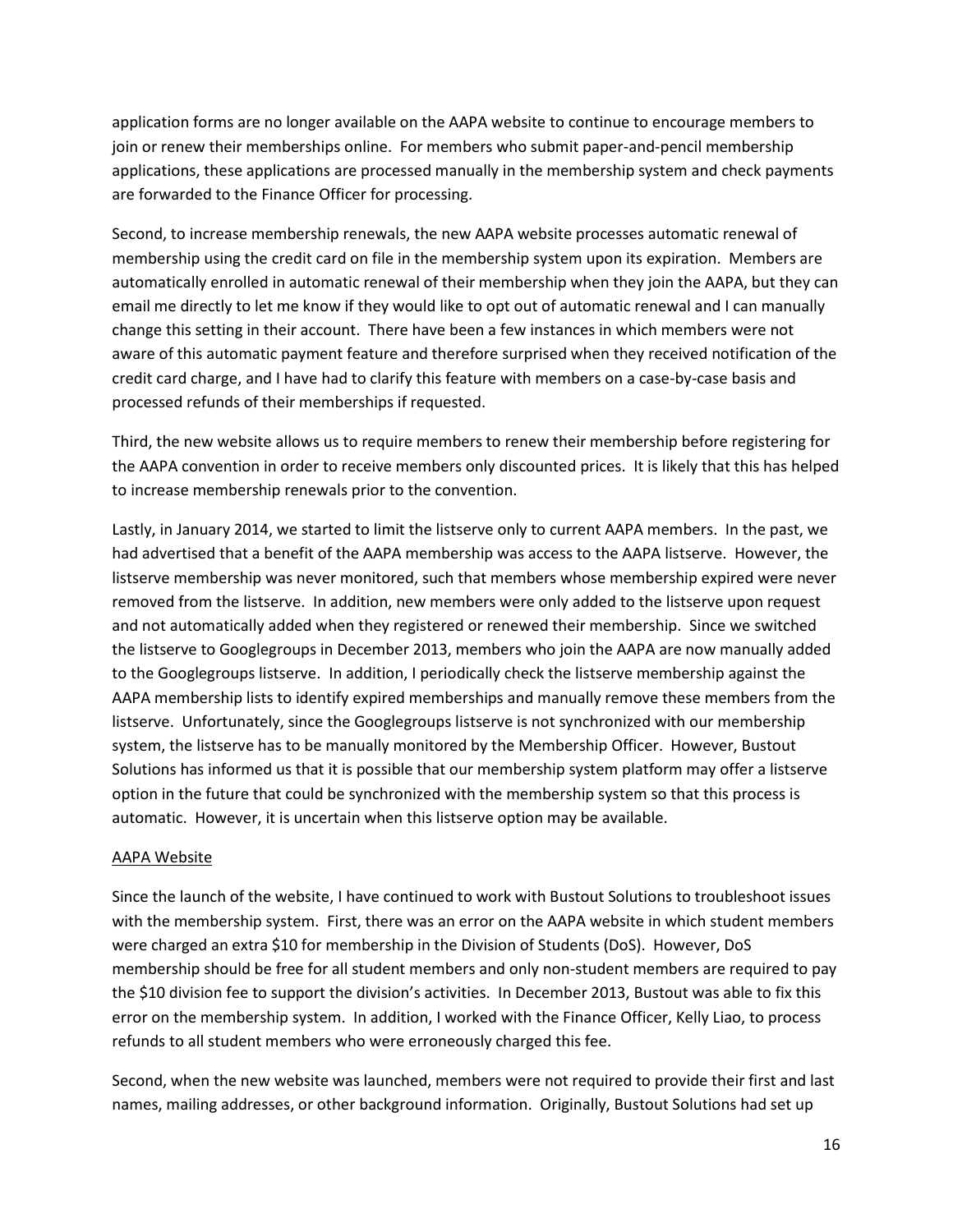application forms are no longer available on the AAPA website to continue to encourage members to join or renew their memberships online. For members who submit paper-and-pencil membership applications, these applications are processed manually in the membership system and check payments are forwarded to the Finance Officer for processing.

Second, to increase membership renewals, the new AAPA website processes automatic renewal of membership using the credit card on file in the membership system upon its expiration. Members are automatically enrolled in automatic renewal of their membership when they join the AAPA, but they can email me directly to let me know if they would like to opt out of automatic renewal and I can manually change this setting in their account. There have been a few instances in which members were not aware of this automatic payment feature and therefore surprised when they received notification of the credit card charge, and I have had to clarify this feature with members on a case-by-case basis and processed refunds of their memberships if requested.

Third, the new website allows us to require members to renew their membership before registering for the AAPA convention in order to receive members only discounted prices. It is likely that this has helped to increase membership renewals prior to the convention.

Lastly, in January 2014, we started to limit the listserve only to current AAPA members. In the past, we had advertised that a benefit of the AAPA membership was access to the AAPA listserve. However, the listserve membership was never monitored, such that members whose membership expired were never removed from the listserve. In addition, new members were only added to the listserve upon request and not automatically added when they registered or renewed their membership. Since we switched the listserve to Googlegroups in December 2013, members who join the AAPA are now manually added to the Googlegroups listserve. In addition, I periodically check the listserve membership against the AAPA membership lists to identify expired memberships and manually remove these members from the listserve. Unfortunately, since the Googlegroups listserve is not synchronized with our membership system, the listserve has to be manually monitored by the Membership Officer. However, Bustout Solutions has informed us that it is possible that our membership system platform may offer a listserve option in the future that could be synchronized with the membership system so that this process is automatic. However, it is uncertain when this listserve option may be available.

<u>AAPA Website</u>

Since the launch of the website, I have continued to work with Bustout Solutions to troubleshoot issues with the membership system. First, there was an error on the AAPA website in which student members were charged an extra $10 for membership in the Division of Students (DoS). However, DoS membership should be free for all student members and only non-student members are required to pay the $10 division fee to support the division's activities. In December 2013, Bustout was able to fix this error on the membership system. In addition, I worked with the Finance Officer, Kelly Liao, to process refunds to all student members who were erroneously charged this fee.

Second, when the new website was launched, members were not required to provide their first and last names, mailing addresses, or other background information. Originally, Bustout Solutions had set up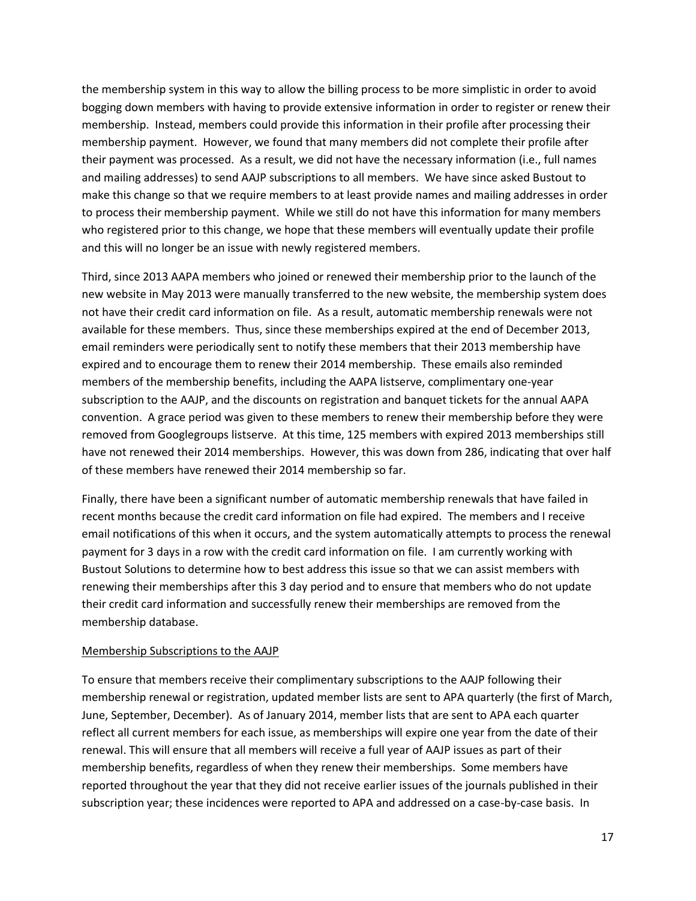the membership system in this way to allow the billing process to be more simplistic in order to avoid bogging down members with having to provide extensive information in order to register or renew their membership. Instead, members could provide this information in their profile after processing their membership payment. However, we found that many members did not complete their profile after their payment was processed. As a result, we did not have the necessary information (i.e., full names and mailing addresses) to send AAJP subscriptions to all members. We have since asked Bustout to make this change so that we require members to at least provide names and mailing addresses in order to process their membership payment. While we still do not have this information for many members who registered prior to this change, we hope that these members will eventually update their profile and this will no longer be an issue with newly registered members.

Third, since 2013 AAPA members who joined or renewed their membership prior to the launch of the new website in May 2013 were manually transferred to the new website, the membership system does not have their credit card information on file. As a result, automatic membership renewals were not available for these members. Thus, since these memberships expired at the end of December 2013, email reminders were periodically sent to notify these members that their 2013 membership have expired and to encourage them to renew their 2014 membership. These emails also reminded members of the membership benefits, including the AAPA listserve, complimentary one-year subscription to the AAJP, and the discounts on registration and banquet tickets for the annual AAPA convention. A grace period was given to these members to renew their membership before they were removed from Googlegroups listserve. At this time, 125 members with expired 2013 memberships still have not renewed their 2014 memberships. However, this was down from 286, indicating that over half of these members have renewed their 2014 membership so far.

Finally, there have been a significant number of automatic membership renewals that have failed in recent months because the credit card information on file had expired. The members and I receive email notifications of this when it occurs, and the system automatically attempts to process the renewal payment for 3 days in a row with the credit card information on file. I am currently working with Bustout Solutions to determine how to best address this issue so that we can assist members with renewing their memberships after this 3 day period and to ensure that members who do not update their credit card information and successfully renew their memberships are removed from the membership database.

Membership Subscriptions to the AAJP

To ensure that members receive their complimentary subscriptions to the AAJP following their membership renewal or registration, updated member lists are sent to APA quarterly (the first of March, June, September, December). As of January 2014, member lists that are sent to APA each quarter reflect all current members for each issue, as memberships will expire one year from the date of their renewal. This will ensure that all members will receive a full year of AAJP issues as part of their membership benefits, regardless of when they renew their memberships. Some members have reported throughout the year that they did not receive earlier issues of the journals published in their subscription year; these incidences were reported to APA and addressed on a case-by-case basis. In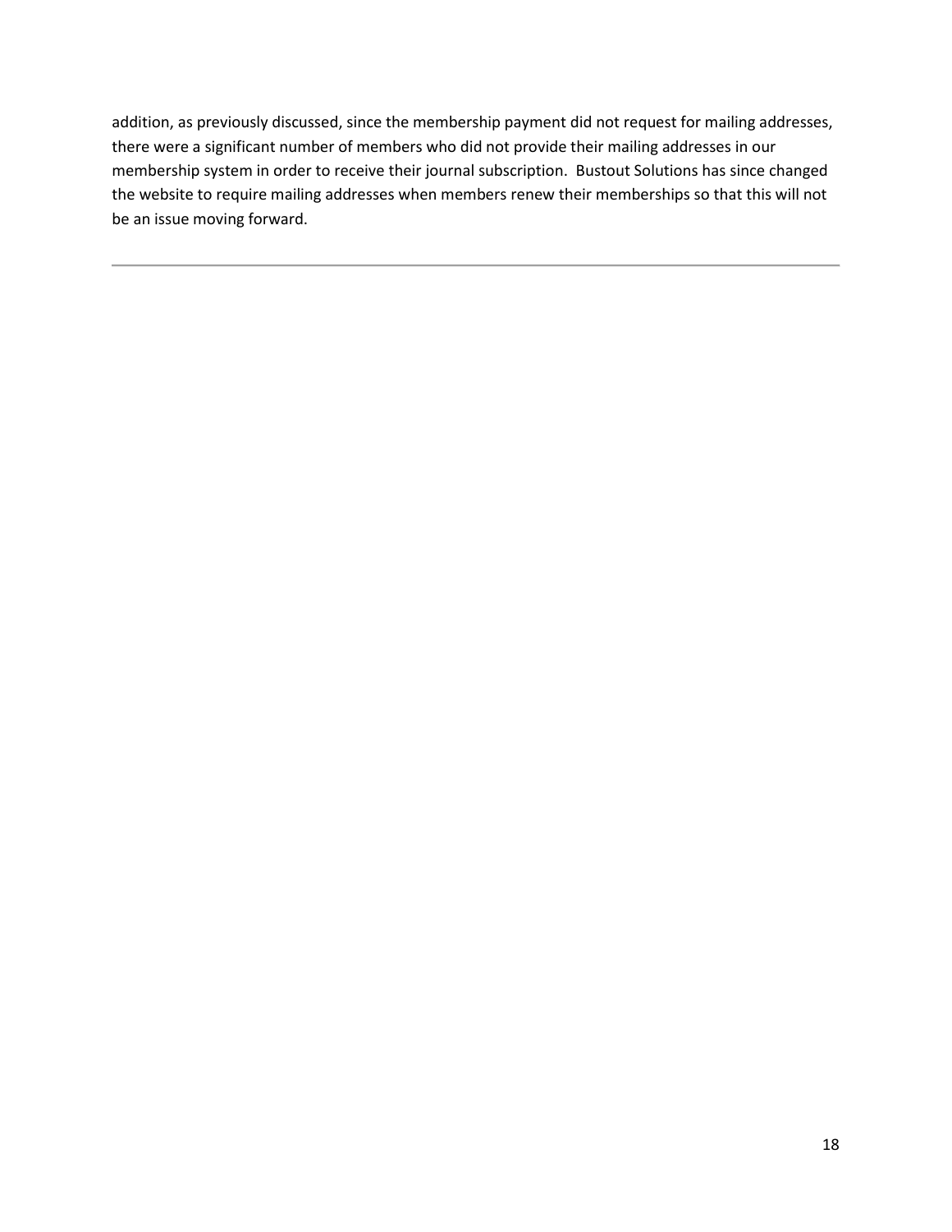addition, as previously discussed, since the membership payment did not request for mailing addresses, there were a significant number of members who did not provide their mailing addresses in our membership system in order to receive their journal subscription.  Bustout Solutions has since changed the website to require mailing addresses when members renew their memberships so that this will not be an issue moving forward.

---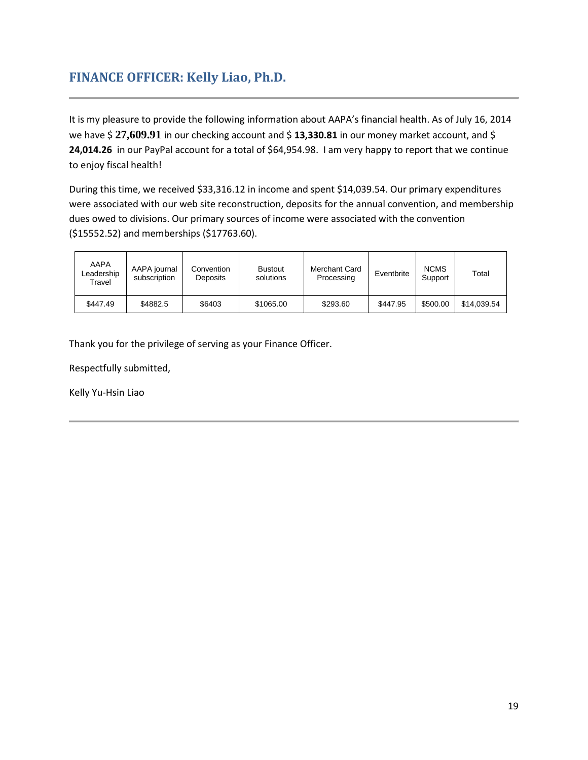## FINANCE OFFICER: Kelly Liao, Ph.D.

It is my pleasure to provide the following information about AAPA's financial health. As of July 16, 2014 we have $ **27,609.91** in our checking account and $ **13,330.81** in our money market account, and $ **24,014.26** in our PayPal account for a total of $64,954.98. I am very happy to report that we continue to enjoy fiscal health!

During this time, we received $33,316.12 in income and spent $14,039.54. Our primary expenditures were associated with our web site reconstruction, deposits for the annual convention, and membership dues owed to divisions. Our primary sources of income were associated with the convention ($15552.52) and memberships ($17763.60).

| AAPA Leadership Travel | AAPA journal subscription | Convention Deposits | Bustout solutions | Merchant Card Processing | Eventbrite | NCMS Support | Total |
|---|---|---|---|---|---|---|---|
| $447.49 | $4882.5 | $6403 | $1065.00 | $293.60 | $447.95 | $500.00 | $14,039.54 |

Thank you for the privilege of serving as your Finance Officer.

Respectfully submitted,

Kelly Yu-Hsin Liao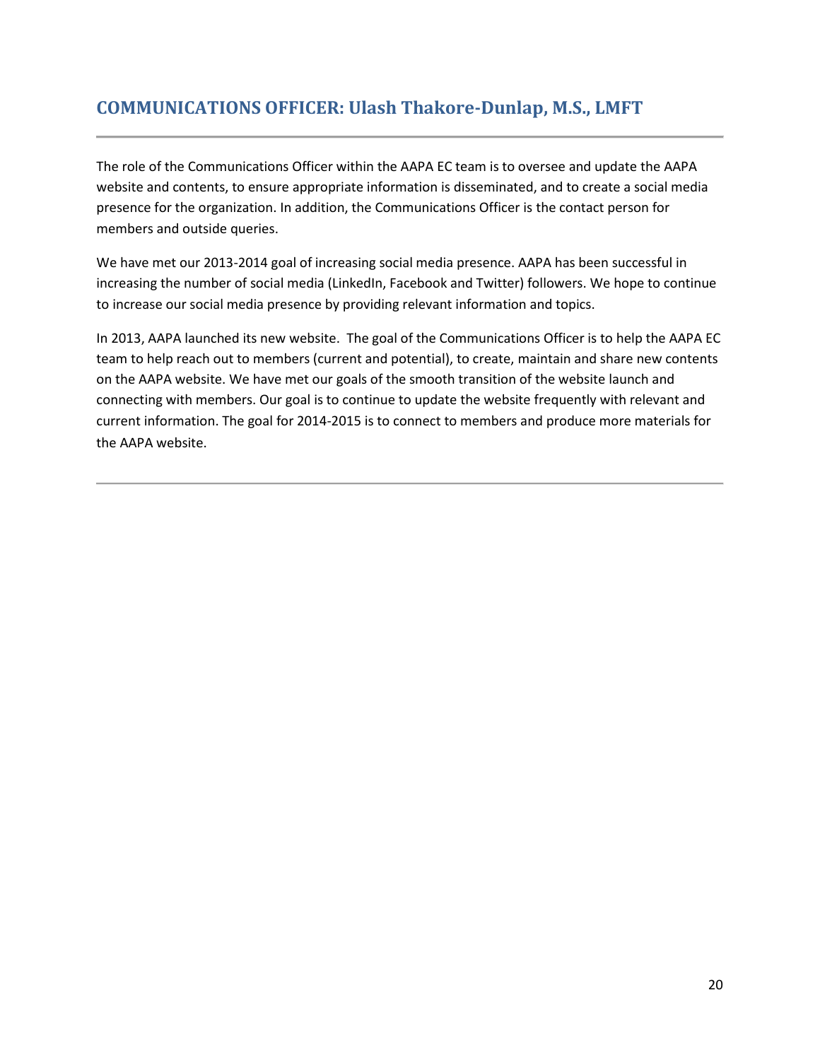## COMMUNICATIONS OFFICER: Ulash Thakore-Dunlap, M.S., LMFT

---

The role of the Communications Officer within the AAPA EC team is to oversee and update the AAPA website and contents, to ensure appropriate information is disseminated, and to create a social media presence for the organization. In addition, the Communications Officer is the contact person for members and outside queries.

We have met our 2013-2014 goal of increasing social media presence. AAPA has been successful in increasing the number of social media (LinkedIn, Facebook and Twitter) followers. We hope to continue to increase our social media presence by providing relevant information and topics.

In 2013, AAPA launched its new website. The goal of the Communications Officer is to help the AAPA EC team to help reach out to members (current and potential), to create, maintain and share new contents on the AAPA website. We have met our goals of the smooth transition of the website launch and connecting with members. Our goal is to continue to update the website frequently with relevant and current information. The goal for 2014-2015 is to connect to members and produce more materials for the AAPA website.

---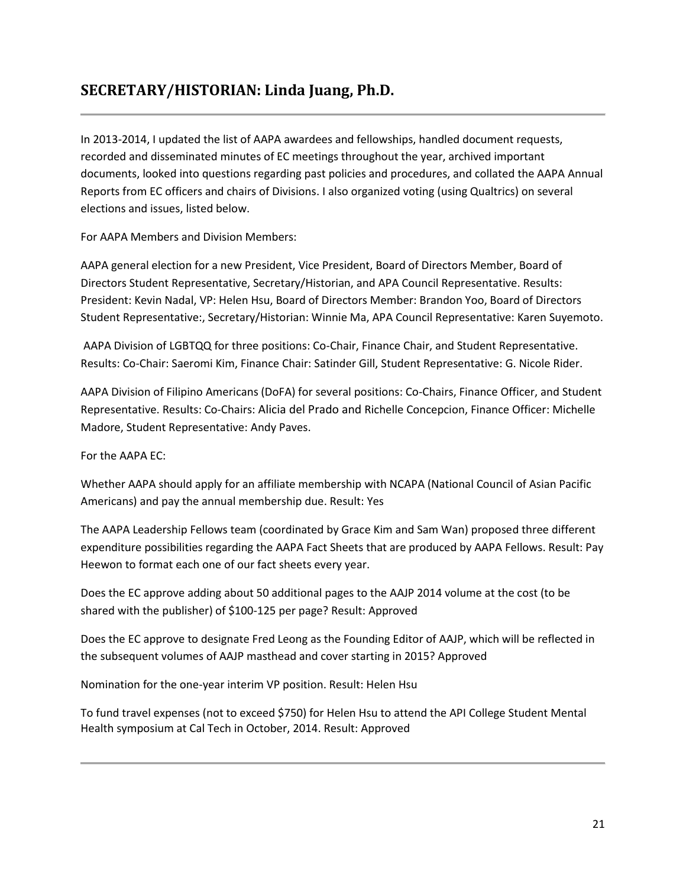## SECRETARY/HISTORIAN: Linda Juang, Ph.D.

---

In 2013-2014, I updated the list of AAPA awardees and fellowships, handled document requests, recorded and disseminated minutes of EC meetings throughout the year, archived important documents, looked into questions regarding past policies and procedures, and collated the AAPA Annual Reports from EC officers and chairs of Divisions. I also organized voting (using Qualtrics) on several elections and issues, listed below.

For AAPA Members and Division Members:

AAPA general election for a new President, Vice President, Board of Directors Member, Board of Directors Student Representative, Secretary/Historian, and APA Council Representative. Results: President: Kevin Nadal, VP: Helen Hsu, Board of Directors Member: Brandon Yoo, Board of Directors Student Representative:, Secretary/Historian: Winnie Ma, APA Council Representative: Karen Suyemoto.

AAPA Division of LGBTQQ for three positions: Co-Chair, Finance Chair, and Student Representative. Results: Co-Chair: Saeromi Kim, Finance Chair: Satinder Gill, Student Representative: G. Nicole Rider.

AAPA Division of Filipino Americans (DoFA) for several positions: Co-Chairs, Finance Officer, and Student Representative. Results: Co-Chairs: Alicia del Prado and Richelle Concepcion, Finance Officer: Michelle Madore, Student Representative: Andy Paves.

For the AAPA EC:

Whether AAPA should apply for an affiliate membership with NCAPA (National Council of Asian Pacific Americans) and pay the annual membership due. Result: Yes

The AAPA Leadership Fellows team (coordinated by Grace Kim and Sam Wan) proposed three different expenditure possibilities regarding the AAPA Fact Sheets that are produced by AAPA Fellows. Result: Pay Heewon to format each one of our fact sheets every year.

Does the EC approve adding about 50 additional pages to the AAJP 2014 volume at the cost (to be shared with the publisher) of $100-125 per page? Result: Approved

Does the EC approve to designate Fred Leong as the Founding Editor of AAJP, which will be reflected in the subsequent volumes of AAJP masthead and cover starting in 2015? Approved

Nomination for the one-year interim VP position. Result: Helen Hsu

To fund travel expenses (not to exceed $750) for Helen Hsu to attend the API College Student Mental Health symposium at Cal Tech in October, 2014. Result: Approved

---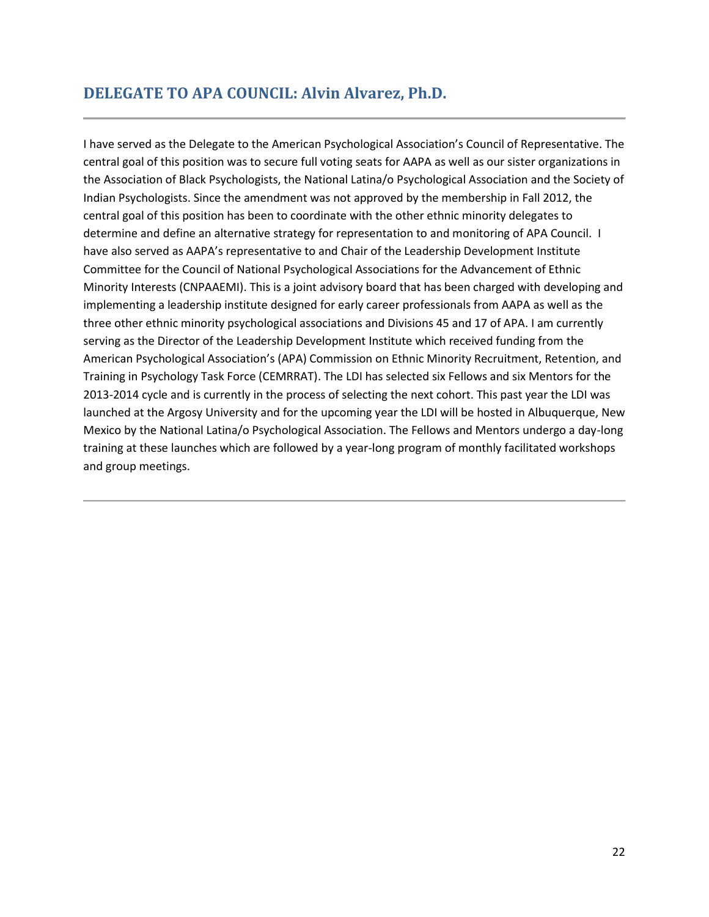## DELEGATE TO APA COUNCIL: Alvin Alvarez, Ph.D.

I have served as the Delegate to the American Psychological Association's Council of Representative. The central goal of this position was to secure full voting seats for AAPA as well as our sister organizations in the Association of Black Psychologists, the National Latina/o Psychological Association and the Society of Indian Psychologists. Since the amendment was not approved by the membership in Fall 2012, the central goal of this position has been to coordinate with the other ethnic minority delegates to determine and define an alternative strategy for representation to and monitoring of APA Council. I have also served as AAPA's representative to and Chair of the Leadership Development Institute Committee for the Council of National Psychological Associations for the Advancement of Ethnic Minority Interests (CNPAAEMI). This is a joint advisory board that has been charged with developing and implementing a leadership institute designed for early career professionals from AAPA as well as the three other ethnic minority psychological associations and Divisions 45 and 17 of APA. I am currently serving as the Director of the Leadership Development Institute which received funding from the American Psychological Association's (APA) Commission on Ethnic Minority Recruitment, Retention, and Training in Psychology Task Force (CEMRRAT). The LDI has selected six Fellows and six Mentors for the 2013-2014 cycle and is currently in the process of selecting the next cohort. This past year the LDI was launched at the Argosy University and for the upcoming year the LDI will be hosted in Albuquerque, New Mexico by the National Latina/o Psychological Association. The Fellows and Mentors undergo a day-long training at these launches which are followed by a year-long program of monthly facilitated workshops and group meetings.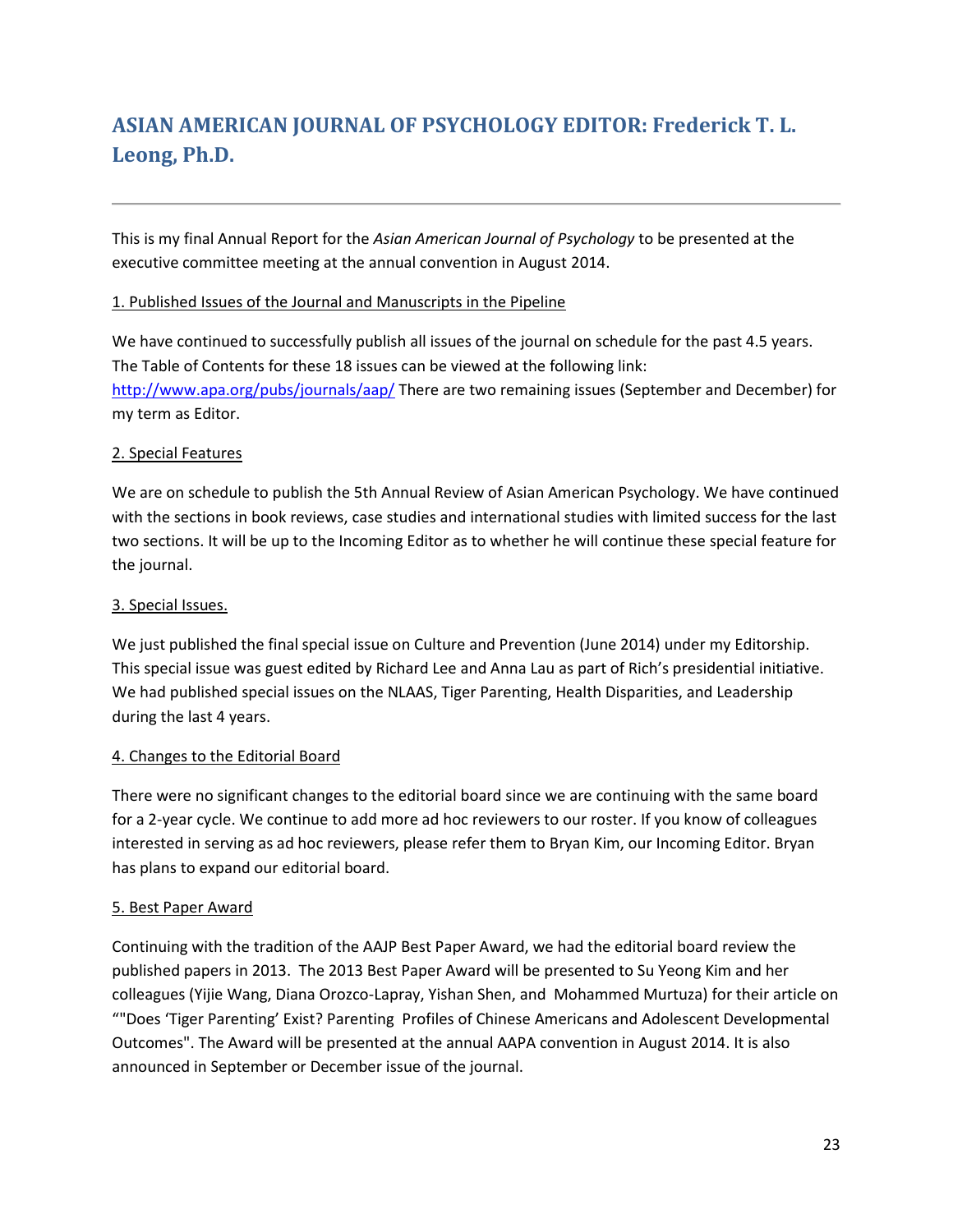## ASIAN AMERICAN JOURNAL OF PSYCHOLOGY EDITOR: Frederick T. L. Leong, Ph.D.

This is my final Annual Report for the *Asian American Journal of Psychology* to be presented at the executive committee meeting at the annual convention in August 2014.

1. Published Issues of the Journal and Manuscripts in the Pipeline

We have continued to successfully publish all issues of the journal on schedule for the past 4.5 years. The Table of Contents for these 18 issues can be viewed at the following link: http://www.apa.org/pubs/journals/aap/ There are two remaining issues (September and December) for my term as Editor.

2. Special Features

We are on schedule to publish the 5th Annual Review of Asian American Psychology. We have continued with the sections in book reviews, case studies and international studies with limited success for the last two sections. It will be up to the Incoming Editor as to whether he will continue these special feature for the journal.

3. Special Issues.

We just published the final special issue on Culture and Prevention (June 2014) under my Editorship. This special issue was guest edited by Richard Lee and Anna Lau as part of Rich's presidential initiative. We had published special issues on the NLAAS, Tiger Parenting, Health Disparities, and Leadership during the last 4 years.

4. Changes to the Editorial Board

There were no significant changes to the editorial board since we are continuing with the same board for a 2-year cycle. We continue to add more ad hoc reviewers to our roster. If you know of colleagues interested in serving as ad hoc reviewers, please refer them to Bryan Kim, our Incoming Editor. Bryan has plans to expand our editorial board.

5. Best Paper Award

Continuing with the tradition of the AAJP Best Paper Award, we had the editorial board review the published papers in 2013. The 2013 Best Paper Award will be presented to Su Yeong Kim and her colleagues (Yijie Wang, Diana Orozco-Lapray, Yishan Shen, and Mohammed Murtuza) for their article on ""Does 'Tiger Parenting' Exist? Parenting Profiles of Chinese Americans and Adolescent Developmental Outcomes". The Award will be presented at the annual AAPA convention in August 2014. It is also announced in September or December issue of the journal.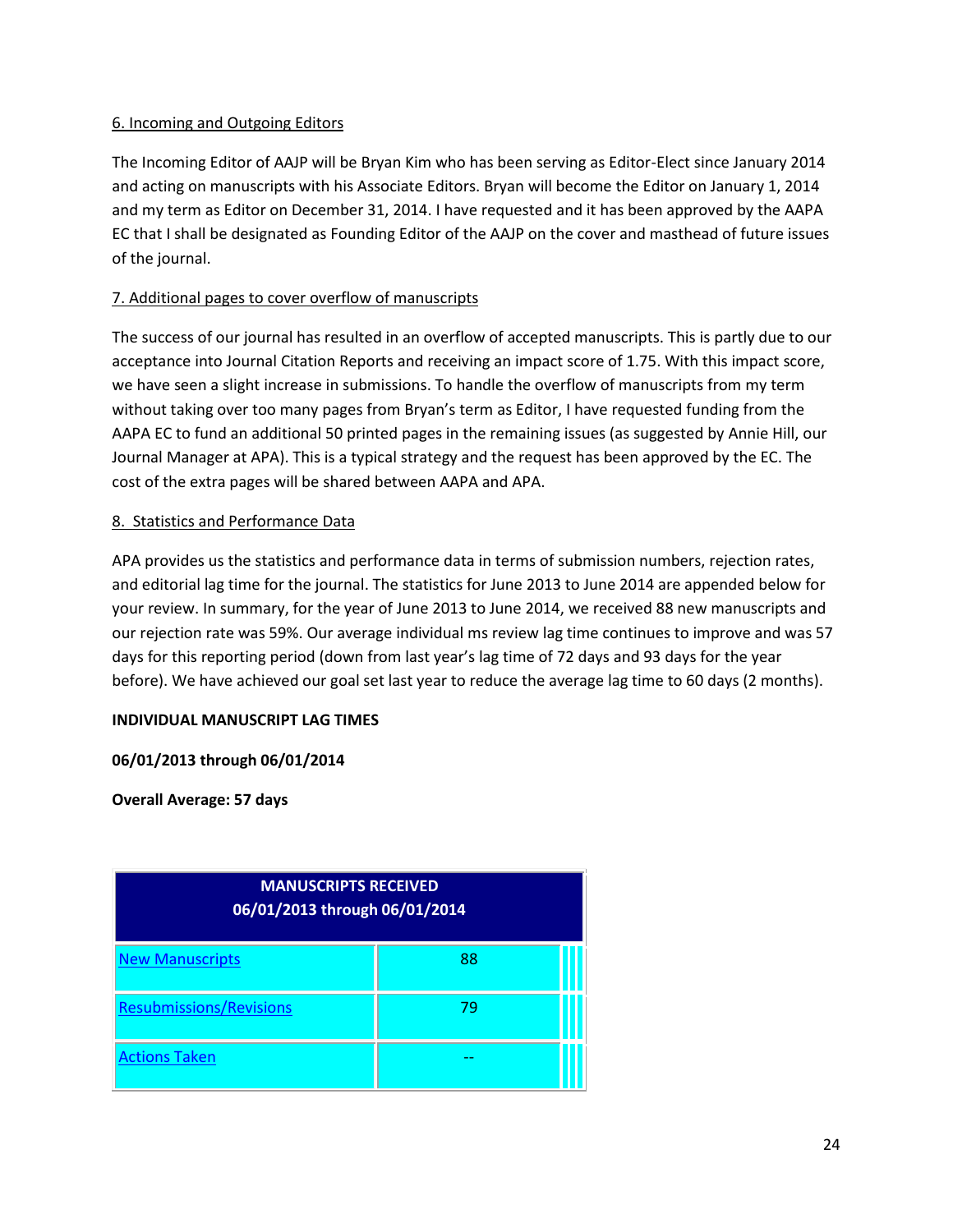6. Incoming and Outgoing Editors

The Incoming Editor of AAJP will be Bryan Kim who has been serving as Editor-Elect since January 2014 and acting on manuscripts with his Associate Editors. Bryan will become the Editor on January 1, 2014 and my term as Editor on December 31, 2014. I have requested and it has been approved by the AAPA EC that I shall be designated as Founding Editor of the AAJP on the cover and masthead of future issues of the journal.

7. Additional pages to cover overflow of manuscripts

The success of our journal has resulted in an overflow of accepted manuscripts. This is partly due to our acceptance into Journal Citation Reports and receiving an impact score of 1.75. With this impact score, we have seen a slight increase in submissions. To handle the overflow of manuscripts from my term without taking over too many pages from Bryan's term as Editor, I have requested funding from the AAPA EC to fund an additional 50 printed pages in the remaining issues (as suggested by Annie Hill, our Journal Manager at APA). This is a typical strategy and the request has been approved by the EC. The cost of the extra pages will be shared between AAPA and APA.

8. Statistics and Performance Data

APA provides us the statistics and performance data in terms of submission numbers, rejection rates, and editorial lag time for the journal. The statistics for June 2013 to June 2014 are appended below for your review. In summary, for the year of June 2013 to June 2014, we received 88 new manuscripts and our rejection rate was 59%. Our average individual ms review lag time continues to improve and was 57 days for this reporting period (down from last year's lag time of 72 days and 93 days for the year before). We have achieved our goal set last year to reduce the average lag time to 60 days (2 months).

**INDIVIDUAL MANUSCRIPT LAG TIMES**

**06/01/2013 through 06/01/2014**

**Overall Average: 57 days**

| MANUSCRIPTS RECEIVED 06/01/2013 through 06/01/2014 | |
|---|---|
| New Manuscripts | 88 |
| Resubmissions/Revisions | 79 |
| Actions Taken | -- |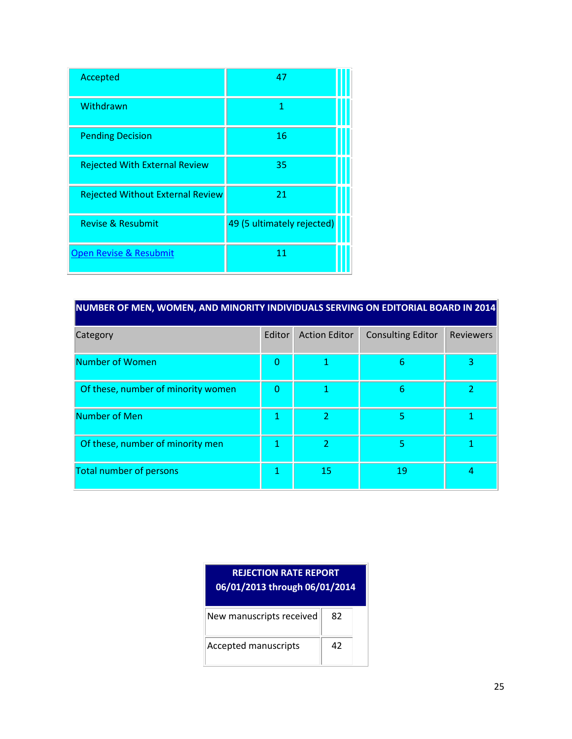| | |
|---|---|
| Accepted | 47 |
| Withdrawn | 1 |
| Pending Decision | 16 |
| Rejected With External Review | 35 |
| Rejected Without External Review | 21 |
| Revise & Resubmit | 49 (5 ultimately rejected) |
| Open Revise & Resubmit | 11 |

| NUMBER OF MEN, WOMEN, AND MINORITY INDIVIDUALS SERVING ON EDITORIAL BOARD IN 2014 | | | | |
|---|---|---|---|---|
| Category | Editor | Action Editor | Consulting Editor | Reviewers |
| Number of Women | 0 | 1 | 6 | 3 |
| Of these, number of minority women | 0 | 1 | 6 | 2 |
| Number of Men | 1 | 2 | 5 | 1 |
| Of these, number of minority men | 1 | 2 | 5 | 1 |
| Total number of persons | 1 | 15 | 19 | 4 |

| REJECTION RATE REPORT 06/01/2013 through 06/01/2014 | |
|---|---|
| New manuscripts received | 82 |
| Accepted manuscripts | 42 |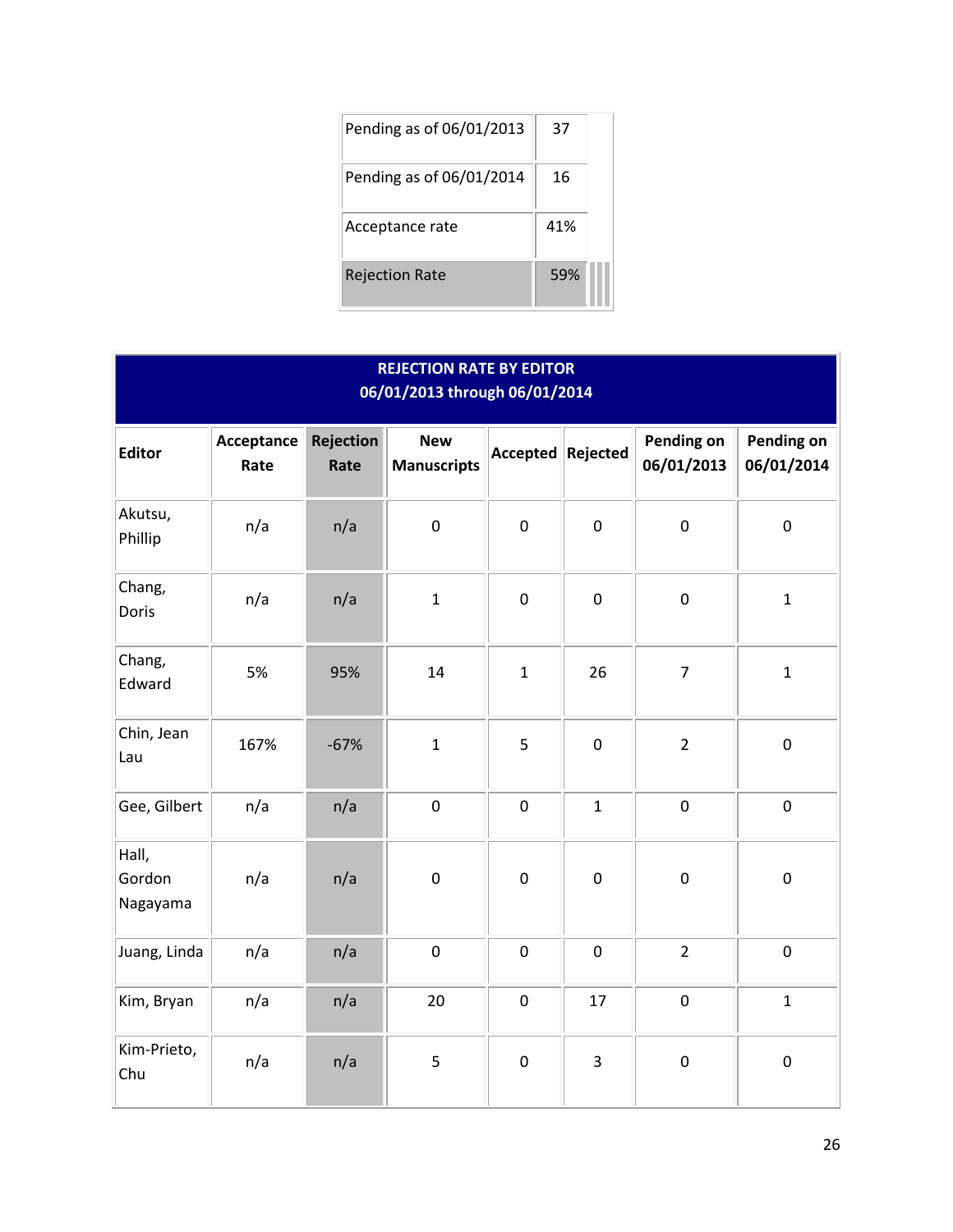| Pending as of 06/01/2013 | 37 |
|---|---|
| Pending as of 06/01/2014 | 16 |
| Acceptance rate | 41% |
| Rejection Rate | 59% |

**REJECTION RATE BY EDITOR**
**06/01/2013 through 06/01/2014**

| Editor | Acceptance Rate | Rejection Rate | New Manuscripts | Accepted | Rejected | Pending on 06/01/2013 | Pending on 06/01/2014 |
|---|---|---|---|---|---|---|---|
| Akutsu, Phillip | n/a | n/a | 0 | 0 | 0 | 0 | 0 |
| Chang, Doris | n/a | n/a | 1 | 0 | 0 | 0 | 1 |
| Chang, Edward | 5% | 95% | 14 | 1 | 26 | 7 | 1 |
| Chin, Jean Lau | 167% | -67% | 1 | 5 | 0 | 2 | 0 |
| Gee, Gilbert | n/a | n/a | 0 | 0 | 1 | 0 | 0 |
| Hall, Gordon Nagayama | n/a | n/a | 0 | 0 | 0 | 0 | 0 |
| Juang, Linda | n/a | n/a | 0 | 0 | 0 | 2 | 0 |
| Kim, Bryan | n/a | n/a | 20 | 0 | 17 | 0 | 1 |
| Kim-Prieto, Chu | n/a | n/a | 5 | 0 | 3 | 0 | 0 |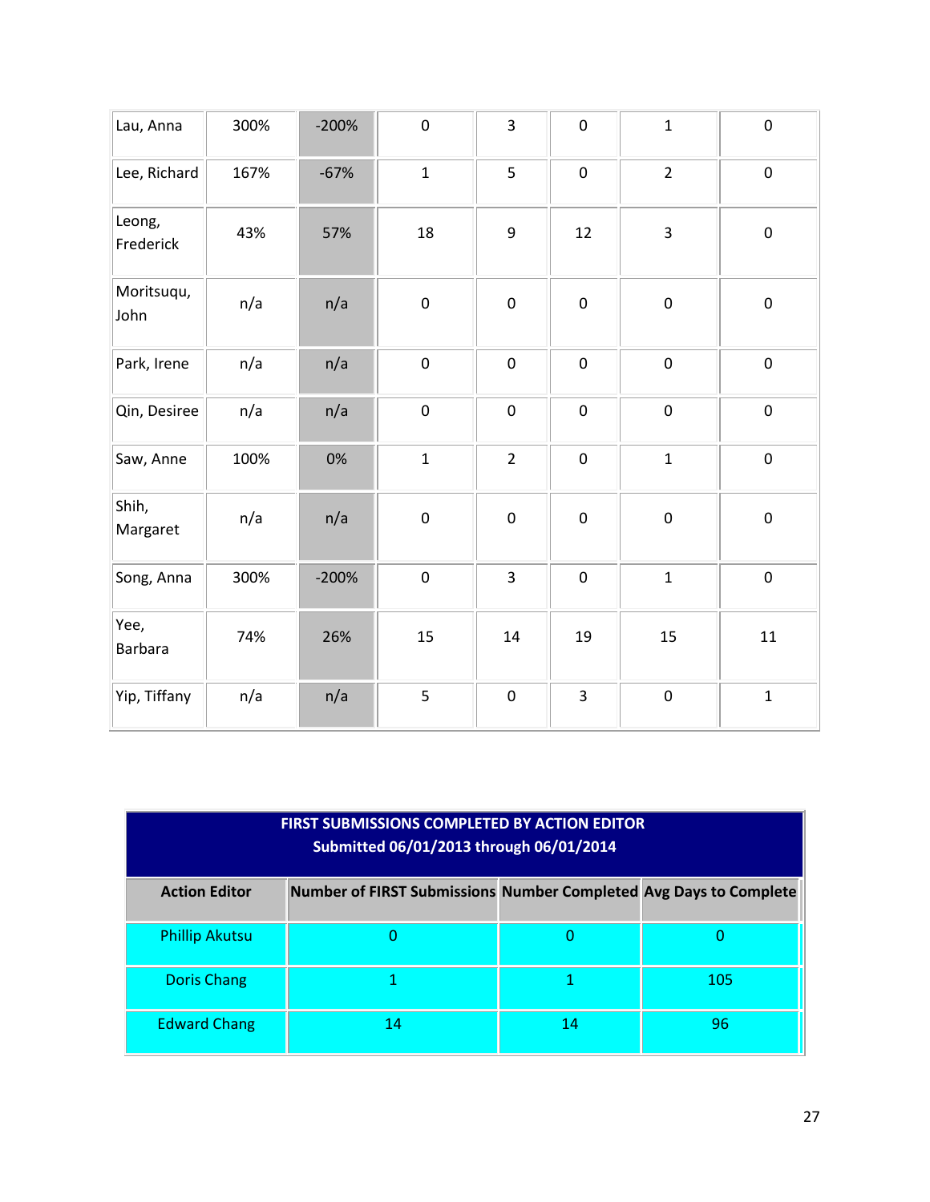| | | | | | | | |
|---|---|---|---|---|---|---|---|
| Lau, Anna | 300% | -200% | 0 | 3 | 0 | 1 | 0 |
| Lee, Richard | 167% | -67% | 1 | 5 | 0 | 2 | 0 |
| Leong, Frederick | 43% | 57% | 18 | 9 | 12 | 3 | 0 |
| Moritsuqu, John | n/a | n/a | 0 | 0 | 0 | 0 | 0 |
| Park, Irene | n/a | n/a | 0 | 0 | 0 | 0 | 0 |
| Qin, Desiree | n/a | n/a | 0 | 0 | 0 | 0 | 0 |
| Saw, Anne | 100% | 0% | 1 | 2 | 0 | 1 | 0 |
| Shih, Margaret | n/a | n/a | 0 | 0 | 0 | 0 | 0 |
| Song, Anna | 300% | -200% | 0 | 3 | 0 | 1 | 0 |
| Yee, Barbara | 74% | 26% | 15 | 14 | 19 | 15 | 11 |
| Yip, Tiffany | n/a | n/a | 5 | 0 | 3 | 0 | 1 |

| FIRST SUBMISSIONS COMPLETED BY ACTION EDITOR Submitted 06/01/2013 through 06/01/2014 | | | |
|---|---|---|---|
| **Action Editor** | **Number of FIRST Submissions** | **Number Completed** | **Avg Days to Complete** |
| Phillip Akutsu | 0 | 0 | 0 |
| Doris Chang | 1 | 1 | 105 |
| Edward Chang | 14 | 14 | 96 |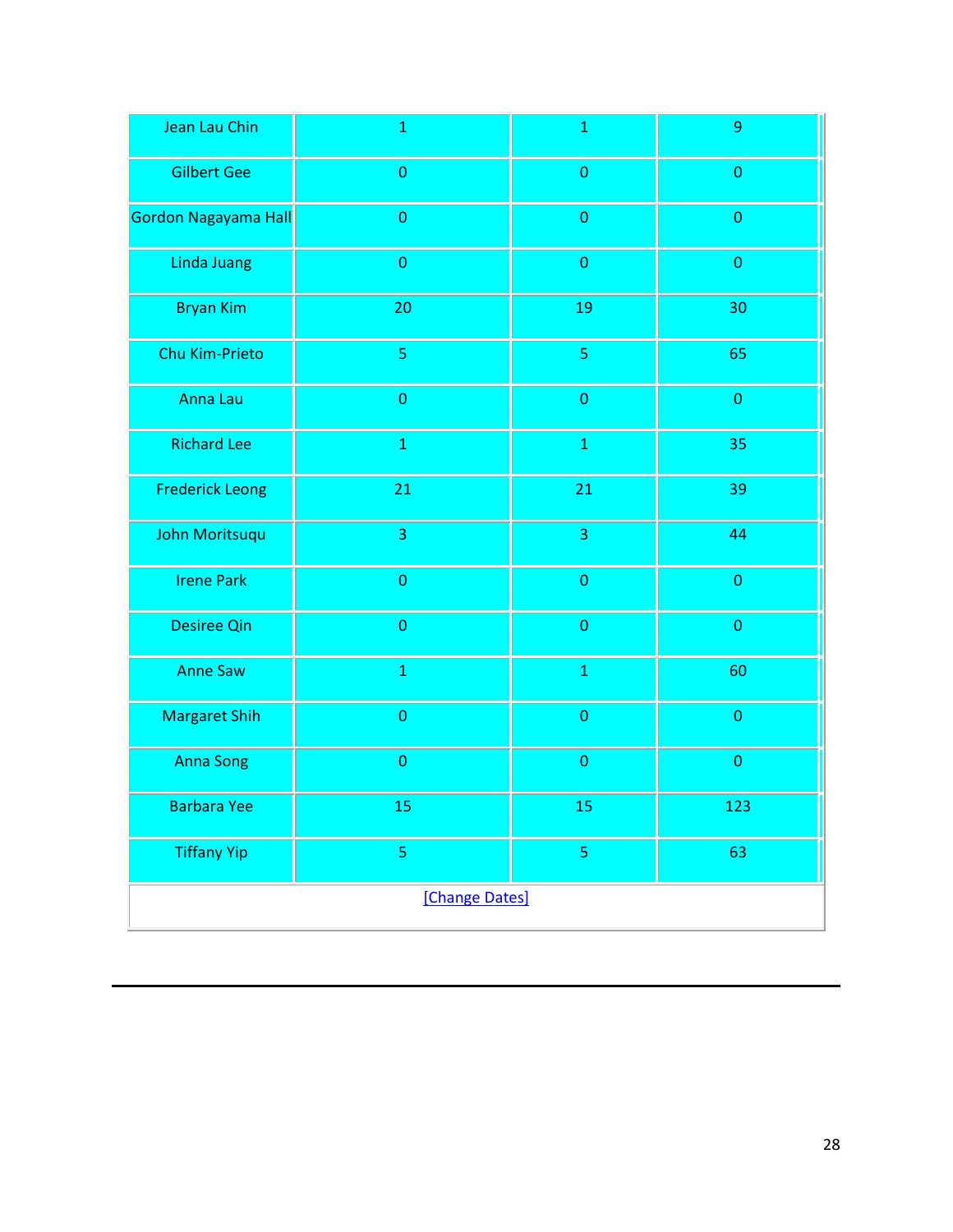| | | | |
|---|---|---|---|
| Jean Lau Chin | 1 | 1 | 9 |
| Gilbert Gee | 0 | 0 | 0 |
| Gordon Nagayama Hall | 0 | 0 | 0 |
| Linda Juang | 0 | 0 | 0 |
| Bryan Kim | 20 | 19 | 30 |
| Chu Kim-Prieto | 5 | 5 | 65 |
| Anna Lau | 0 | 0 | 0 |
| Richard Lee | 1 | 1 | 35 |
| Frederick Leong | 21 | 21 | 39 |
| John Moritsuqu | 3 | 3 | 44 |
| Irene Park | 0 | 0 | 0 |
| Desiree Qin | 0 | 0 | 0 |
| Anne Saw | 1 | 1 | 60 |
| Margaret Shih | 0 | 0 | 0 |
| Anna Song | 0 | 0 | 0 |
| Barbara Yee | 15 | 15 | 123 |
| Tiffany Yip | 5 | 5 | 63 |
| [Change Dates] | | | |

---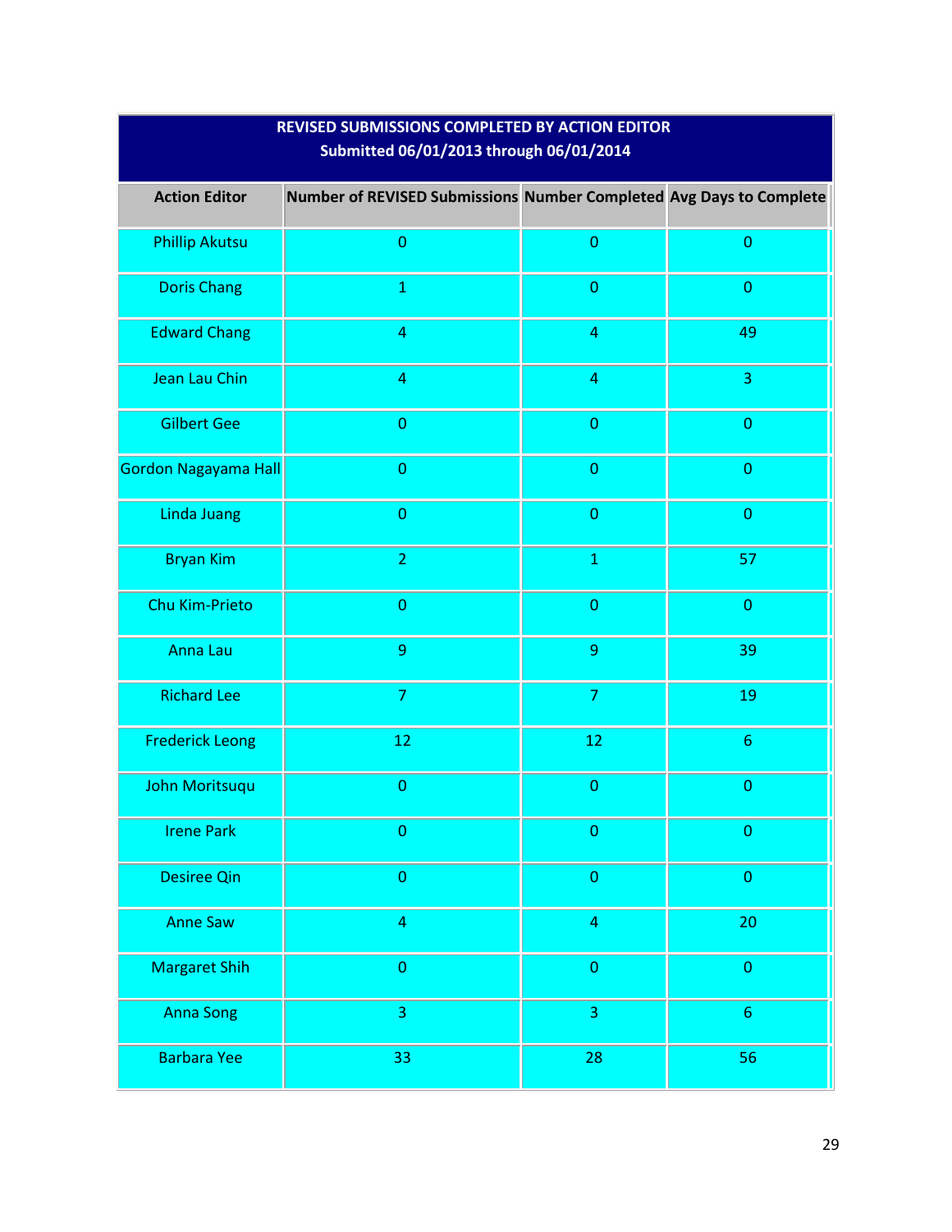| REVISED SUBMISSIONS COMPLETED BY ACTION EDITOR<br>Submitted 06/01/2013 through 06/01/2014 | | | |
|---|---|---|---|
| **Action Editor** | **Number of REVISED Submissions** | **Number Completed** | **Avg Days to Complete** |
| Phillip Akutsu | 0 | 0 | 0 |
| Doris Chang | 1 | 0 | 0 |
| Edward Chang | 4 | 4 | 49 |
| Jean Lau Chin | 4 | 4 | 3 |
| Gilbert Gee | 0 | 0 | 0 |
| Gordon Nagayama Hall | 0 | 0 | 0 |
| Linda Juang | 0 | 0 | 0 |
| Bryan Kim | 2 | 1 | 57 |
| Chu Kim-Prieto | 0 | 0 | 0 |
| Anna Lau | 9 | 9 | 39 |
| Richard Lee | 7 | 7 | 19 |
| Frederick Leong | 12 | 12 | 6 |
| John Moritsuqu | 0 | 0 | 0 |
| Irene Park | 0 | 0 | 0 |
| Desiree Qin | 0 | 0 | 0 |
| Anne Saw | 4 | 4 | 20 |
| Margaret Shih | 0 | 0 | 0 |
| Anna Song | 3 | 3 | 6 |
| Barbara Yee | 33 | 28 | 56 |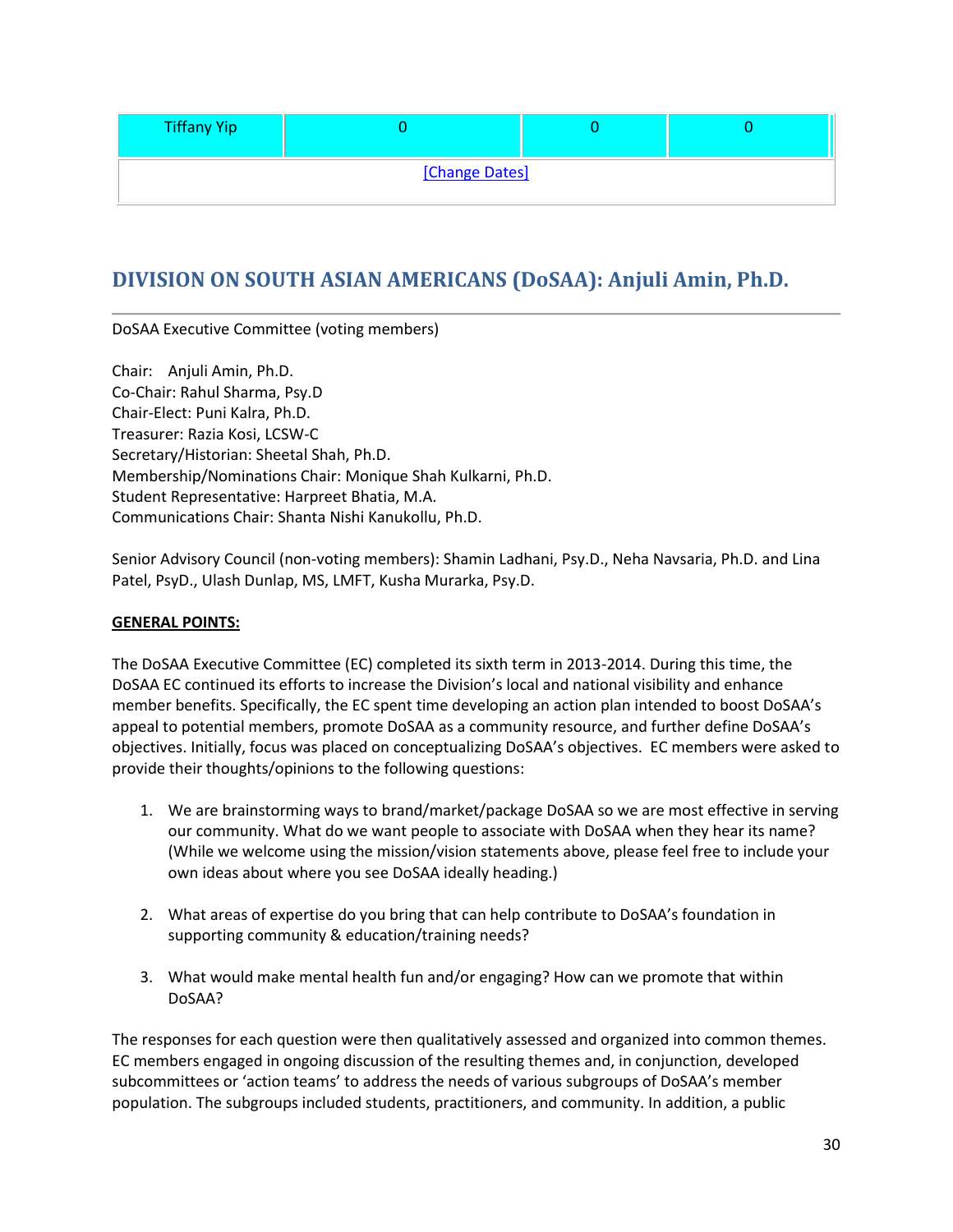| Tiffany Yip | 0 | 0 | 0 |
|---|---|---|---|
| [Change Dates] | | | |

## DIVISION ON SOUTH ASIAN AMERICANS (DoSAA): Anjuli Amin, Ph.D.

DoSAA Executive Committee (voting members)

Chair: Anjuli Amin, Ph.D.
Co-Chair: Rahul Sharma, Psy.D
Chair-Elect: Puni Kalra, Ph.D.
Treasurer: Razia Kosi, LCSW-C
Secretary/Historian: Sheetal Shah, Ph.D.
Membership/Nominations Chair: Monique Shah Kulkarni, Ph.D.
Student Representative: Harpreet Bhatia, M.A.
Communications Chair: Shanta Nishi Kanukollu, Ph.D.

Senior Advisory Council (non-voting members): Shamin Ladhani, Psy.D., Neha Navsaria, Ph.D. and Lina Patel, PsyD., Ulash Dunlap, MS, LMFT, Kusha Murarka, Psy.D.

**GENERAL POINTS:**

The DoSAA Executive Committee (EC) completed its sixth term in 2013-2014. During this time, the DoSAA EC continued its efforts to increase the Division's local and national visibility and enhance member benefits. Specifically, the EC spent time developing an action plan intended to boost DoSAA's appeal to potential members, promote DoSAA as a community resource, and further define DoSAA's objectives. Initially, focus was placed on conceptualizing DoSAA's objectives. EC members were asked to provide their thoughts/opinions to the following questions:

1. We are brainstorming ways to brand/market/package DoSAA so we are most effective in serving our community. What do we want people to associate with DoSAA when they hear its name? (While we welcome using the mission/vision statements above, please feel free to include your own ideas about where you see DoSAA ideally heading.)

2. What areas of expertise do you bring that can help contribute to DoSAA's foundation in supporting community & education/training needs?

3. What would make mental health fun and/or engaging? How can we promote that within DoSAA?

The responses for each question were then qualitatively assessed and organized into common themes. EC members engaged in ongoing discussion of the resulting themes and, in conjunction, developed subcommittees or 'action teams' to address the needs of various subgroups of DoSAA's member population. The subgroups included students, practitioners, and community. In addition, a public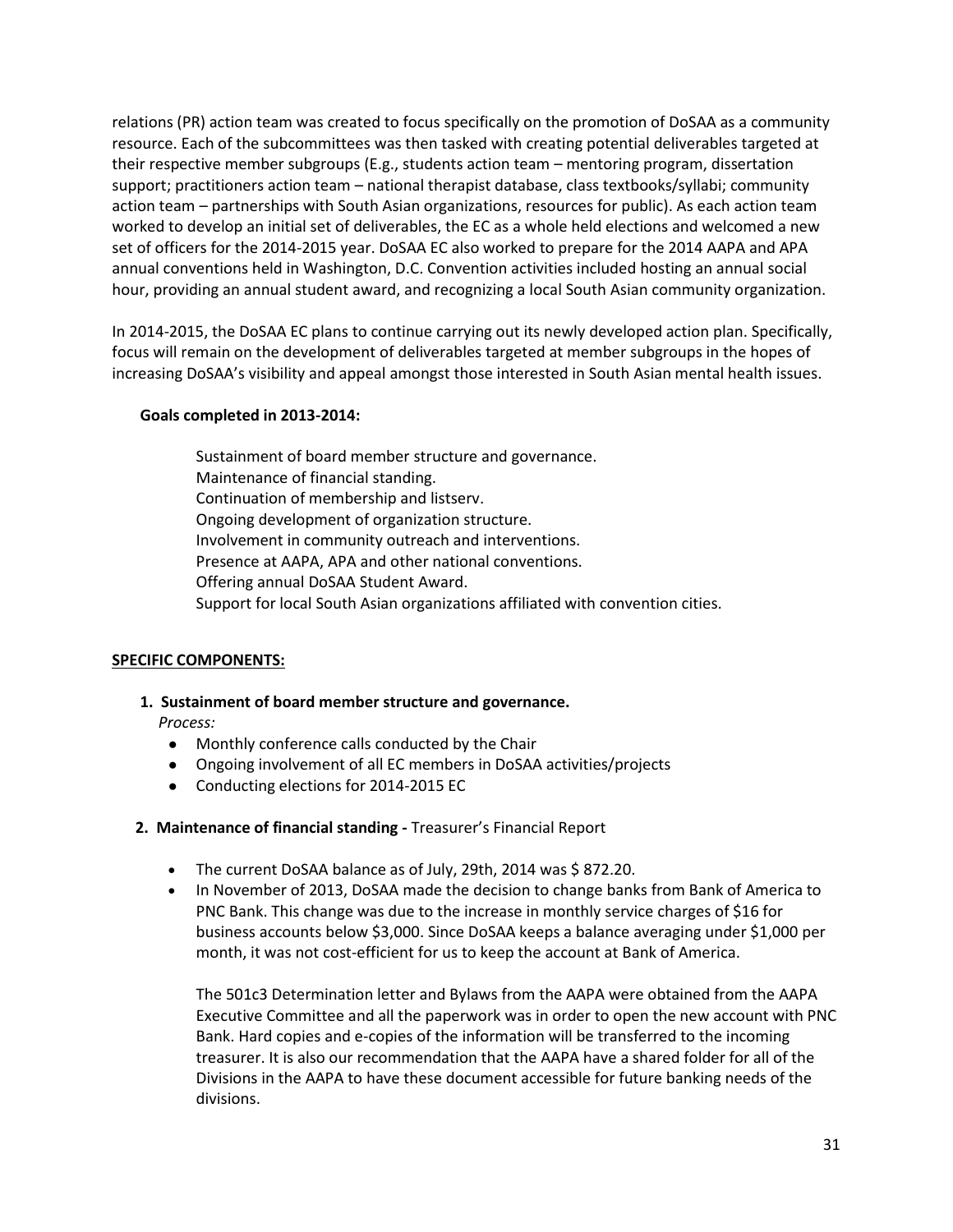relations (PR) action team was created to focus specifically on the promotion of DoSAA as a community resource. Each of the subcommittees was then tasked with creating potential deliverables targeted at their respective member subgroups (E.g., students action team – mentoring program, dissertation support; practitioners action team – national therapist database, class textbooks/syllabi; community action team – partnerships with South Asian organizations, resources for public). As each action team worked to develop an initial set of deliverables, the EC as a whole held elections and welcomed a new set of officers for the 2014-2015 year. DoSAA EC also worked to prepare for the 2014 AAPA and APA annual conventions held in Washington, D.C. Convention activities included hosting an annual social hour, providing an annual student award, and recognizing a local South Asian community organization.

In 2014-2015, the DoSAA EC plans to continue carrying out its newly developed action plan. Specifically, focus will remain on the development of deliverables targeted at member subgroups in the hopes of increasing DoSAA's visibility and appeal amongst those interested in South Asian mental health issues.

**Goals completed in 2013-2014:**

Sustainment of board member structure and governance.
Maintenance of financial standing.
Continuation of membership and listserv.
Ongoing development of organization structure.
Involvement in community outreach and interventions.
Presence at AAPA, APA and other national conventions.
Offering annual DoSAA Student Award.
Support for local South Asian organizations affiliated with convention cities.

**SPECIFIC COMPONENTS:**

1. **Sustainment of board member structure and governance.**
   *Process:*
   - Monthly conference calls conducted by the Chair
   - Ongoing involvement of all EC members in DoSAA activities/projects
   - Conducting elections for 2014-2015 EC

2. **Maintenance of financial standing -** Treasurer's Financial Report

   - The current DoSAA balance as of July, 29th, 2014 was $ 872.20.
   - In November of 2013, DoSAA made the decision to change banks from Bank of America to PNC Bank. This change was due to the increase in monthly service charges of $16 for business accounts below $3,000. Since DoSAA keeps a balance averaging under $1,000 per month, it was not cost-efficient for us to keep the account at Bank of America.

   The 501c3 Determination letter and Bylaws from the AAPA were obtained from the AAPA Executive Committee and all the paperwork was in order to open the new account with PNC Bank. Hard copies and e-copies of the information will be transferred to the incoming treasurer. It is also our recommendation that the AAPA have a shared folder for all of the Divisions in the AAPA to have these document accessible for future banking needs of the divisions.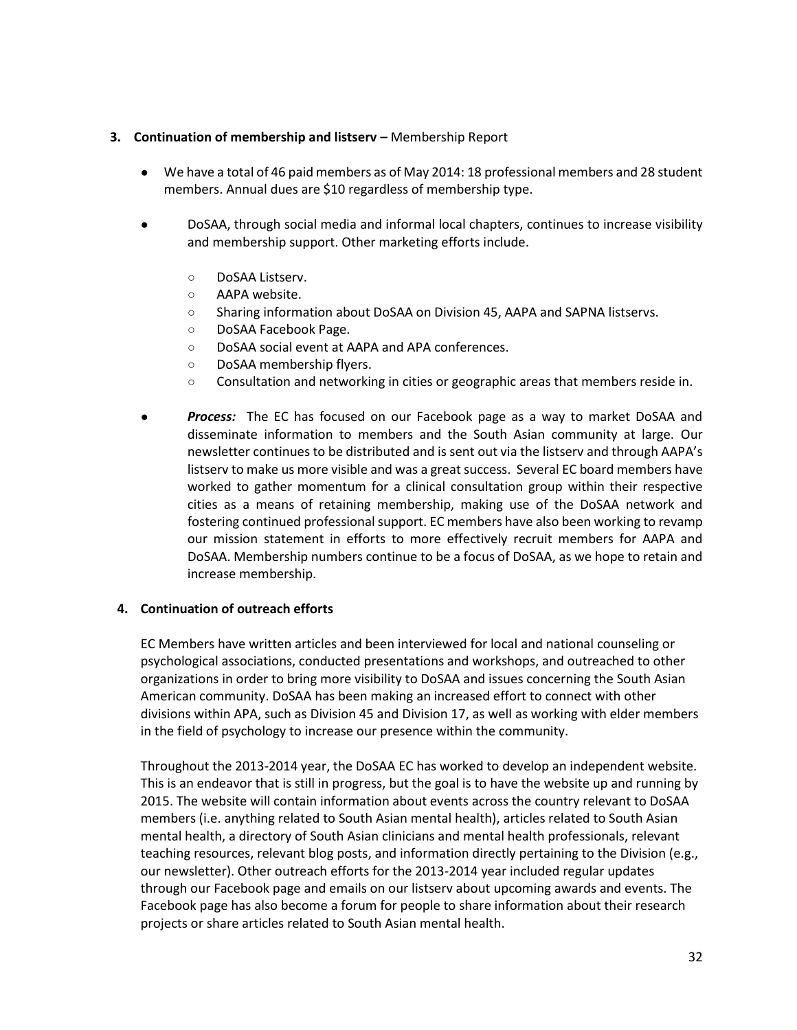**3. Continuation of membership and listserv –** Membership Report

- We have a total of 46 paid members as of May 2014: 18 professional members and 28 student members. Annual dues are $10 regardless of membership type.
- DoSAA, through social media and informal local chapters, continues to increase visibility and membership support. Other marketing efforts include.
  - DoSAA Listserv.
  - AAPA website.
  - Sharing information about DoSAA on Division 45, AAPA and SAPNA listservs.
  - DoSAA Facebook Page.
  - DoSAA social event at AAPA and APA conferences.
  - DoSAA membership flyers.
  - Consultation and networking in cities or geographic areas that members reside in.
- ***Process:*** The EC has focused on our Facebook page as a way to market DoSAA and disseminate information to members and the South Asian community at large. Our newsletter continues to be distributed and is sent out via the listserv and through AAPA's listserv to make us more visible and was a great success. Several EC board members have worked to gather momentum for a clinical consultation group within their respective cities as a means of retaining membership, making use of the DoSAA network and fostering continued professional support. EC members have also been working to revamp our mission statement in efforts to more effectively recruit members for AAPA and DoSAA. Membership numbers continue to be a focus of DoSAA, as we hope to retain and increase membership.

**4. Continuation of outreach efforts**

EC Members have written articles and been interviewed for local and national counseling or psychological associations, conducted presentations and workshops, and outreached to other organizations in order to bring more visibility to DoSAA and issues concerning the South Asian American community. DoSAA has been making an increased effort to connect with other divisions within APA, such as Division 45 and Division 17, as well as working with elder members in the field of psychology to increase our presence within the community.

Throughout the 2013-2014 year, the DoSAA EC has worked to develop an independent website. This is an endeavor that is still in progress, but the goal is to have the website up and running by 2015. The website will contain information about events across the country relevant to DoSAA members (i.e. anything related to South Asian mental health), articles related to South Asian mental health, a directory of South Asian clinicians and mental health professionals, relevant teaching resources, relevant blog posts, and information directly pertaining to the Division (e.g., our newsletter). Other outreach efforts for the 2013-2014 year included regular updates through our Facebook page and emails on our listserv about upcoming awards and events. The Facebook page has also become a forum for people to share information about their research projects or share articles related to South Asian mental health.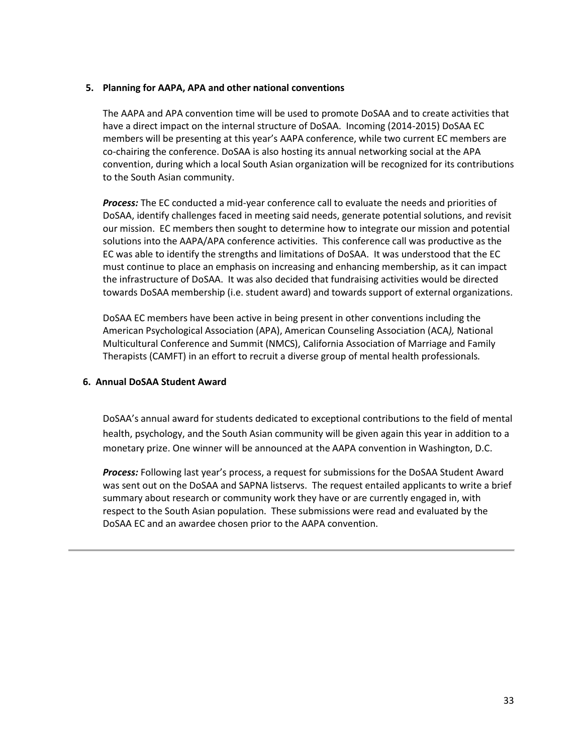**5. Planning for AAPA, APA and other national conventions**

The AAPA and APA convention time will be used to promote DoSAA and to create activities that have a direct impact on the internal structure of DoSAA. Incoming (2014-2015) DoSAA EC members will be presenting at this year's AAPA conference, while two current EC members are co-chairing the conference. DoSAA is also hosting its annual networking social at the APA convention, during which a local South Asian organization will be recognized for its contributions to the South Asian community.

***Process:*** The EC conducted a mid-year conference call to evaluate the needs and priorities of DoSAA, identify challenges faced in meeting said needs, generate potential solutions, and revisit our mission. EC members then sought to determine how to integrate our mission and potential solutions into the AAPA/APA conference activities. This conference call was productive as the EC was able to identify the strengths and limitations of DoSAA. It was understood that the EC must continue to place an emphasis on increasing and enhancing membership, as it can impact the infrastructure of DoSAA. It was also decided that fundraising activities would be directed towards DoSAA membership (i.e. student award) and towards support of external organizations.

DoSAA EC members have been active in being present in other conventions including the American Psychological Association (APA), American Counseling Association (ACA*),* National Multicultural Conference and Summit (NMCS), California Association of Marriage and Family Therapists (CAMFT) in an effort to recruit a diverse group of mental health professionals*.*

**6. Annual DoSAA Student Award**

DoSAA's annual award for students dedicated to exceptional contributions to the field of mental health, psychology, and the South Asian community will be given again this year in addition to a monetary prize. One winner will be announced at the AAPA convention in Washington, D.C.

***Process:*** Following last year's process, a request for submissions for the DoSAA Student Award was sent out on the DoSAA and SAPNA listservs. The request entailed applicants to write a brief summary about research or community work they have or are currently engaged in, with respect to the South Asian population. These submissions were read and evaluated by the DoSAA EC and an awardee chosen prior to the AAPA convention.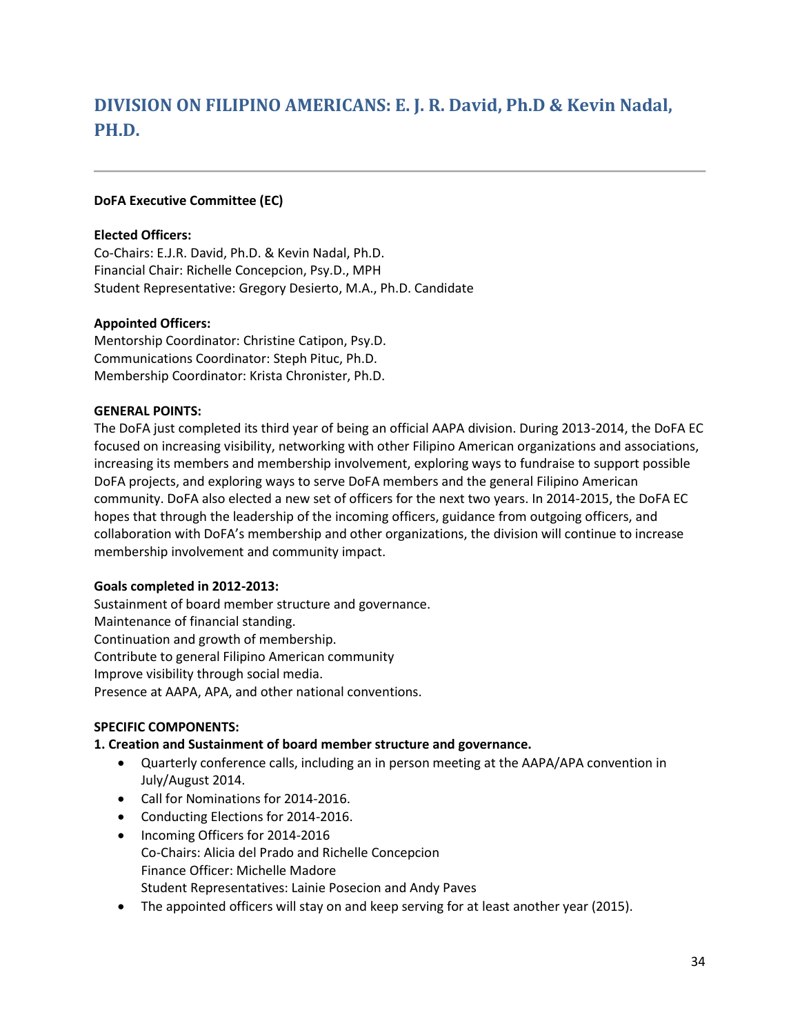## DIVISION ON FILIPINO AMERICANS: E. J. R. David, Ph.D & Kevin Nadal, PH.D.

**DoFA Executive Committee (EC)**

**Elected Officers:**
Co-Chairs: E.J.R. David, Ph.D. & Kevin Nadal, Ph.D.
Financial Chair: Richelle Concepcion, Psy.D., MPH
Student Representative: Gregory Desierto, M.A., Ph.D. Candidate

**Appointed Officers:**
Mentorship Coordinator: Christine Catipon, Psy.D.
Communications Coordinator: Steph Pituc, Ph.D.
Membership Coordinator: Krista Chronister, Ph.D.

**GENERAL POINTS:**
The DoFA just completed its third year of being an official AAPA division. During 2013-2014, the DoFA EC focused on increasing visibility, networking with other Filipino American organizations and associations, increasing its members and membership involvement, exploring ways to fundraise to support possible DoFA projects, and exploring ways to serve DoFA members and the general Filipino American community. DoFA also elected a new set of officers for the next two years. In 2014-2015, the DoFA EC hopes that through the leadership of the incoming officers, guidance from outgoing officers, and collaboration with DoFA's membership and other organizations, the division will continue to increase membership involvement and community impact.

**Goals completed in 2012-2013:**
Sustainment of board member structure and governance.
Maintenance of financial standing.
Continuation and growth of membership.
Contribute to general Filipino American community
Improve visibility through social media.
Presence at AAPA, APA, and other national conventions.

**SPECIFIC COMPONENTS:**

**1. Creation and Sustainment of board member structure and governance.**

- Quarterly conference calls, including an in person meeting at the AAPA/APA convention in July/August 2014.
- Call for Nominations for 2014-2016.
- Conducting Elections for 2014-2016.
- Incoming Officers for 2014-2016
  Co-Chairs: Alicia del Prado and Richelle Concepcion
  Finance Officer: Michelle Madore
  Student Representatives: Lainie Posecion and Andy Paves
- The appointed officers will stay on and keep serving for at least another year (2015).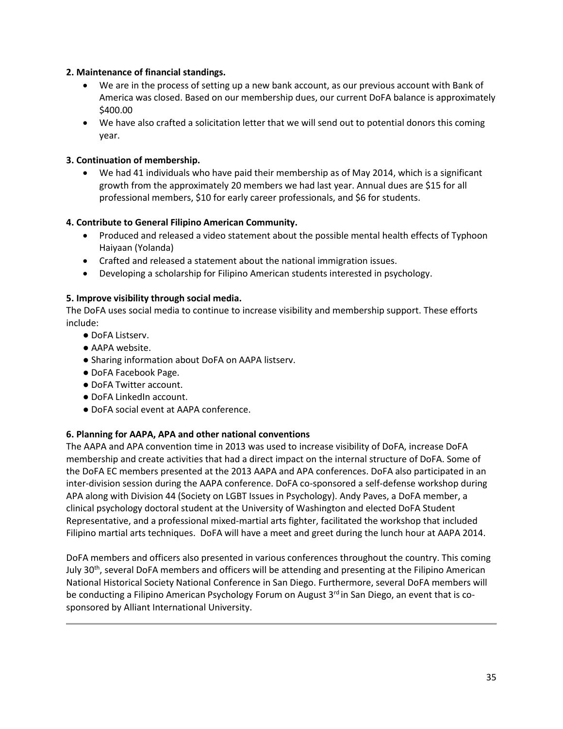**2. Maintenance of financial standings.**

- We are in the process of setting up a new bank account, as our previous account with Bank of America was closed. Based on our membership dues, our current DoFA balance is approximately $400.00
- We have also crafted a solicitation letter that we will send out to potential donors this coming year.

**3. Continuation of membership.**

- We had 41 individuals who have paid their membership as of May 2014, which is a significant growth from the approximately 20 members we had last year. Annual dues are $15 for all professional members, $10 for early career professionals, and $6 for students.

**4. Contribute to General Filipino American Community.**

- Produced and released a video statement about the possible mental health effects of Typhoon Haiyaan (Yolanda)
- Crafted and released a statement about the national immigration issues.
- Developing a scholarship for Filipino American students interested in psychology.

**5. Improve visibility through social media.**

The DoFA uses social media to continue to increase visibility and membership support. These efforts include:

- DoFA Listserv.
- AAPA website.
- Sharing information about DoFA on AAPA listserv.
- DoFA Facebook Page.
- DoFA Twitter account.
- DoFA LinkedIn account.
- DoFA social event at AAPA conference.

**6. Planning for AAPA, APA and other national conventions**

The AAPA and APA convention time in 2013 was used to increase visibility of DoFA, increase DoFA membership and create activities that had a direct impact on the internal structure of DoFA. Some of the DoFA EC members presented at the 2013 AAPA and APA conferences. DoFA also participated in an inter-division session during the AAPA conference. DoFA co-sponsored a self-defense workshop during APA along with Division 44 (Society on LGBT Issues in Psychology). Andy Paves, a DoFA member, a clinical psychology doctoral student at the University of Washington and elected DoFA Student Representative, and a professional mixed-martial arts fighter, facilitated the workshop that included Filipino martial arts techniques. DoFA will have a meet and greet during the lunch hour at AAPA 2014.

DoFA members and officers also presented in various conferences throughout the country. This coming July 30th, several DoFA members and officers will be attending and presenting at the Filipino American National Historical Society National Conference in San Diego. Furthermore, several DoFA members will be conducting a Filipino American Psychology Forum on August 3rd in San Diego, an event that is co-sponsored by Alliant International University.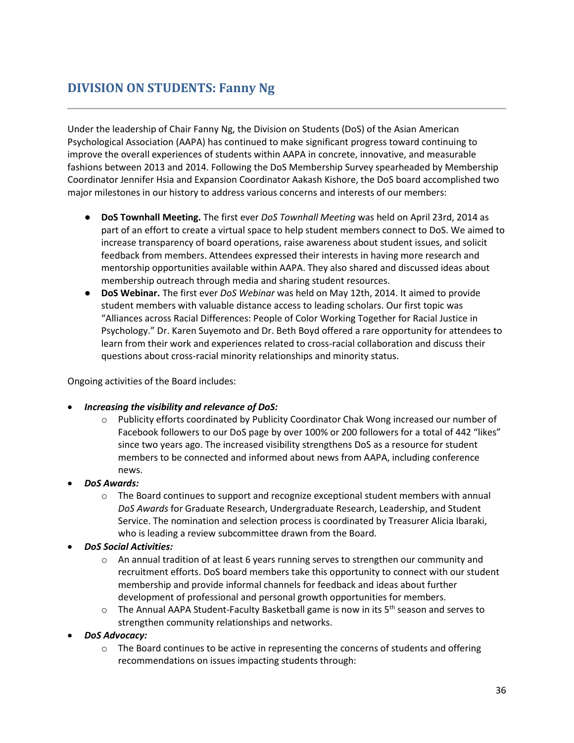## DIVISION ON STUDENTS: Fanny Ng

---

Under the leadership of Chair Fanny Ng, the Division on Students (DoS) of the Asian American Psychological Association (AAPA) has continued to make significant progress toward continuing to improve the overall experiences of students within AAPA in concrete, innovative, and measurable fashions between 2013 and 2014. Following the DoS Membership Survey spearheaded by Membership Coordinator Jennifer Hsia and Expansion Coordinator Aakash Kishore, the DoS board accomplished two major milestones in our history to address various concerns and interests of our members:

- **DoS Townhall Meeting.** The first ever *DoS Townhall Meeting* was held on April 23rd, 2014 as part of an effort to create a virtual space to help student members connect to DoS. We aimed to increase transparency of board operations, raise awareness about student issues, and solicit feedback from members. Attendees expressed their interests in having more research and mentorship opportunities available within AAPA. They also shared and discussed ideas about membership outreach through media and sharing student resources.
- **DoS Webinar.** The first ever *DoS Webinar* was held on May 12th, 2014. It aimed to provide student members with valuable distance access to leading scholars. Our first topic was "Alliances across Racial Differences: People of Color Working Together for Racial Justice in Psychology." Dr. Karen Suyemoto and Dr. Beth Boyd offered a rare opportunity for attendees to learn from their work and experiences related to cross-racial collaboration and discuss their questions about cross-racial minority relationships and minority status.

Ongoing activities of the Board includes:

- ***Increasing the visibility and relevance of DoS:***
  - Publicity efforts coordinated by Publicity Coordinator Chak Wong increased our number of Facebook followers to our DoS page by over 100% or 200 followers for a total of 442 "likes" since two years ago. The increased visibility strengthens DoS as a resource for student members to be connected and informed about news from AAPA, including conference news.
- ***DoS Awards:***
  - The Board continues to support and recognize exceptional student members with annual *DoS Awards* for Graduate Research, Undergraduate Research, Leadership, and Student Service. The nomination and selection process is coordinated by Treasurer Alicia Ibaraki, who is leading a review subcommittee drawn from the Board.
- ***DoS Social Activities:***
  - An annual tradition of at least 6 years running serves to strengthen our community and recruitment efforts. DoS board members take this opportunity to connect with our student membership and provide informal channels for feedback and ideas about further development of professional and personal growth opportunities for members.
  - The Annual AAPA Student-Faculty Basketball game is now in its 5th season and serves to strengthen community relationships and networks.
- ***DoS Advocacy:***
  - The Board continues to be active in representing the concerns of students and offering recommendations on issues impacting students through: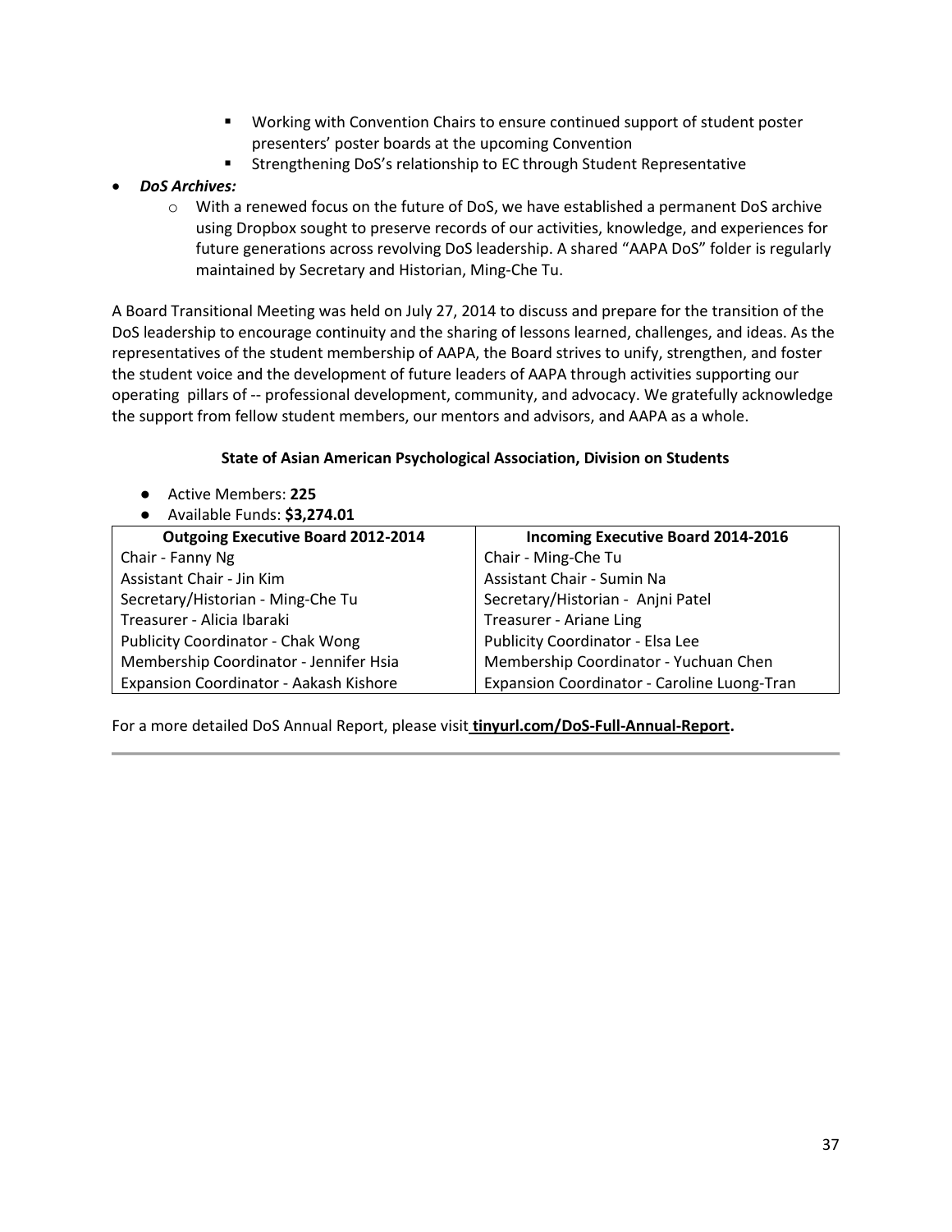- Working with Convention Chairs to ensure continued support of student poster presenters' poster boards at the upcoming Convention
  - Strengthening DoS's relationship to EC through Student Representative

- ***DoS Archives:***
  - With a renewed focus on the future of DoS, we have established a permanent DoS archive using Dropbox sought to preserve records of our activities, knowledge, and experiences for future generations across revolving DoS leadership. A shared "AAPA DoS" folder is regularly maintained by Secretary and Historian, Ming-Che Tu.

A Board Transitional Meeting was held on July 27, 2014 to discuss and prepare for the transition of the DoS leadership to encourage continuity and the sharing of lessons learned, challenges, and ideas. As the representatives of the student membership of AAPA, the Board strives to unify, strengthen, and foster the student voice and the development of future leaders of AAPA through activities supporting our operating pillars of -- professional development, community, and advocacy. We gratefully acknowledge the support from fellow student members, our mentors and advisors, and AAPA as a whole.

**State of Asian American Psychological Association, Division on Students**

- Active Members: **225**
- Available Funds: **$3,274.01**

| Outgoing Executive Board 2012-2014 | Incoming Executive Board 2014-2016 |
|---|---|
| Chair - Fanny Ng | Chair - Ming-Che Tu |
| Assistant Chair - Jin Kim | Assistant Chair - Sumin Na |
| Secretary/Historian - Ming-Che Tu | Secretary/Historian - Anjni Patel |
| Treasurer - Alicia Ibaraki | Treasurer - Ariane Ling |
| Publicity Coordinator - Chak Wong | Publicity Coordinator - Elsa Lee |
| Membership Coordinator - Jennifer Hsia | Membership Coordinator - Yuchuan Chen |
| Expansion Coordinator - Aakash Kishore | Expansion Coordinator - Caroline Luong-Tran |

For a more detailed DoS Annual Report, please visit **tinyurl.com/DoS-Full-Annual-Report.**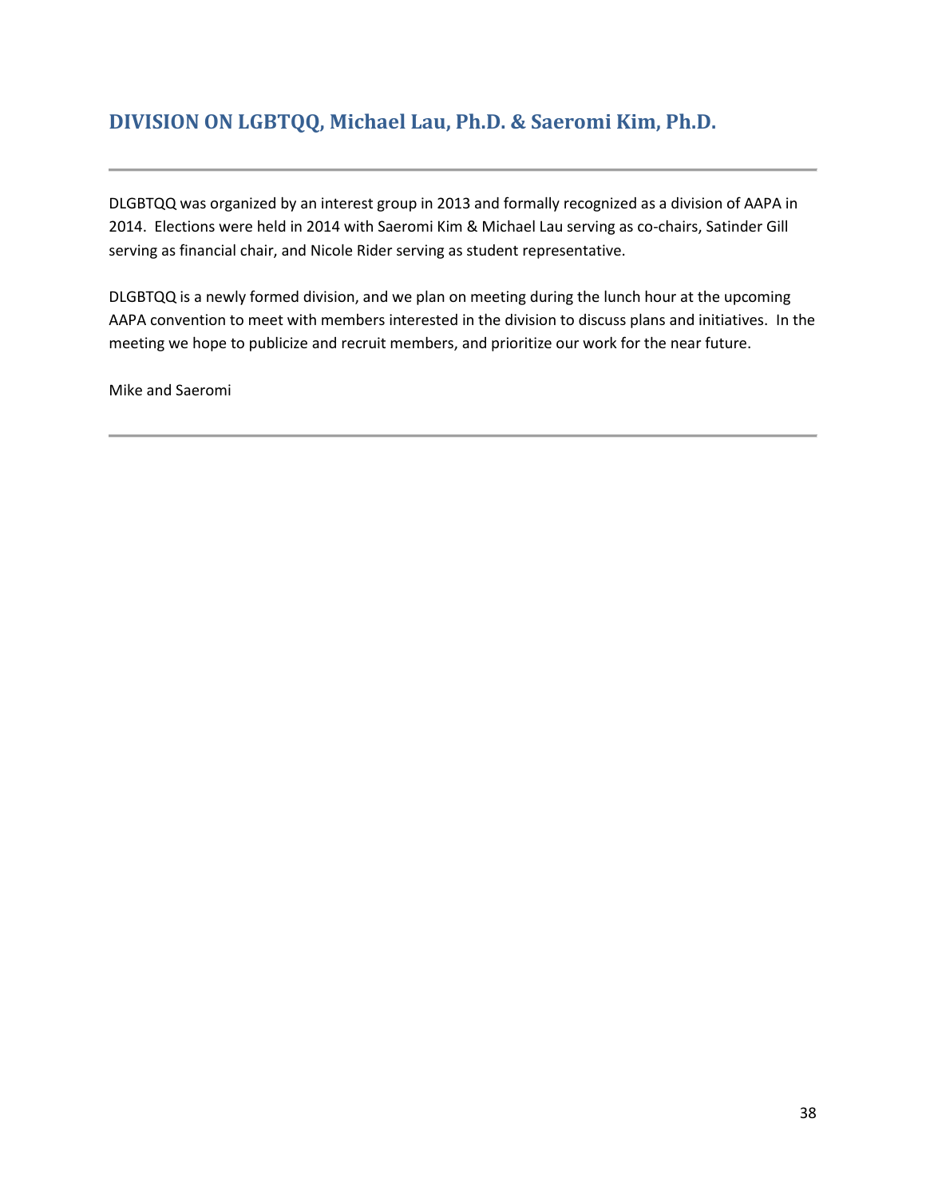## DIVISION ON LGBTQQ, Michael Lau, Ph.D. & Saeromi Kim, Ph.D.

---

DLGBTQQ was organized by an interest group in 2013 and formally recognized as a division of AAPA in 2014. Elections were held in 2014 with Saeromi Kim & Michael Lau serving as co-chairs, Satinder Gill serving as financial chair, and Nicole Rider serving as student representative.

DLGBTQQ is a newly formed division, and we plan on meeting during the lunch hour at the upcoming AAPA convention to meet with members interested in the division to discuss plans and initiatives. In the meeting we hope to publicize and recruit members, and prioritize our work for the near future.

Mike and Saeromi

---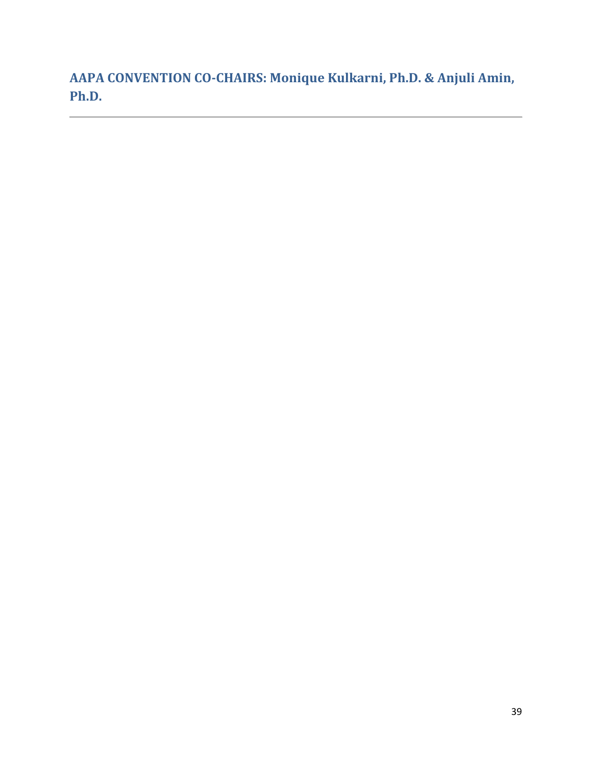## AAPA CONVENTION CO-CHAIRS: Monique Kulkarni, Ph.D. & Anjuli Amin, Ph.D.